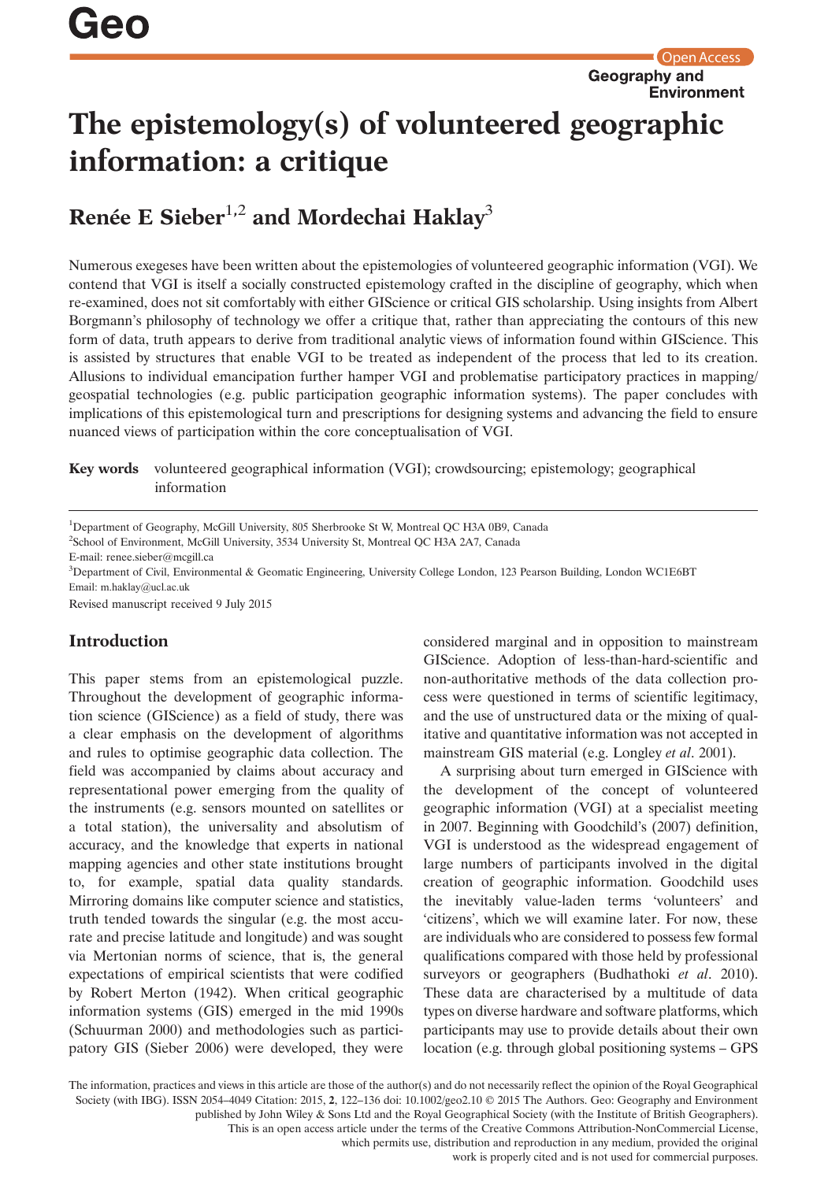# The epistemology(s) of volunteered geographic information: a critique

## Renée E Sieber[1,2] and Mordechai Haklay[3]

Numerous exegeses have been written about the epistemologies of volunteered geographic information (VGI). We contend that VGI is itself a socially constructed epistemology crafted in the discipline of geography, which when re-examined, does not sit comfortably with either GIScience or critical GIS scholarship. Using insights from Albert Borgmann's philosophy of technology we offer a critique that, rather than appreciating the contours of this new form of data, truth appears to derive from traditional analytic views of information found within GIScience. This is assisted by structures that enable VGI to be treated as independent of the process that led to its creation. Allusions to individual emancipation further hamper VGI and problematise participatory practices in mapping/geospatial technologies (e.g. public participation geographic information systems). The paper concludes with implications of this epistemological turn and prescriptions for designing systems and advancing the field to ensure nuanced views of participation within the core conceptualisation of VGI.

**Key words** volunteered geographical information (VGI); crowdsourcing; epistemology; geographical information

[1]Department of Geography, McGill University, 805 Sherbrooke St W, Montreal QC H3A 0B9, Canada
[2]School of Environment, McGill University, 3534 University St, Montreal QC H3A 2A7, Canada
E-mail: renee.sieber@mcgill.ca
[3]Department of Civil, Environmental & Geomatic Engineering, University College London, 123 Pearson Building, London WC1E6BT
Email: m.haklay@ucl.ac.uk

Revised manuscript received 9 July 2015

## Introduction

This paper stems from an epistemological puzzle. Throughout the development of geographic information science (GIScience) as a field of study, there was a clear emphasis on the development of algorithms and rules to optimise geographic data collection. The field was accompanied by claims about accuracy and representational power emerging from the quality of the instruments (e.g. sensors mounted on satellites or a total station), the universality and absolutism of accuracy, and the knowledge that experts in national mapping agencies and other state institutions brought to, for example, spatial data quality standards. Mirroring domains like computer science and statistics, truth tended towards the singular (e.g. the most accurate and precise latitude and longitude) and was sought via Mertonian norms of science, that is, the general expectations of empirical scientists that were codified by Robert Merton (1942). When critical geographic information systems (GIS) emerged in the mid 1990s (Schuurman 2000) and methodologies such as participatory GIS (Sieber 2006) were developed, they were considered marginal and in opposition to mainstream GIScience. Adoption of less-than-hard-scientific and non-authoritative methods of the data collection process were questioned in terms of scientific legitimacy, and the use of unstructured data or the mixing of qualitative and quantitative information was not accepted in mainstream GIS material (e.g. Longley *et al*. 2001).

A surprising about turn emerged in GIScience with the development of the concept of volunteered geographic information (VGI) at a specialist meeting in 2007. Beginning with Goodchild's (2007) definition, VGI is understood as the widespread engagement of large numbers of participants involved in the digital creation of geographic information. Goodchild uses the inevitably value-laden terms 'volunteers' and 'citizens', which we will examine later. For now, these are individuals who are considered to possess few formal qualifications compared with those held by professional surveyors or geographers (Budhathoki *et al*. 2010). These data are characterised by a multitude of data types on diverse hardware and software platforms, which participants may use to provide details about their own location (e.g. through global positioning systems – GPS

The information, practices and views in this article are those of the author(s) and do not necessarily reflect the opinion of the Royal Geographical Society (with IBG). ISSN 2054–4049 Citation: 2015, **2**, 122–136 doi: 10.1002/geo2.10 © 2015 The Authors. Geo: Geography and Environment published by John Wiley & Sons Ltd and the Royal Geographical Society (with the Institute of British Geographers).
This is an open access article under the terms of the Creative Commons Attribution-NonCommercial License, which permits use, distribution and reproduction in any medium, provided the original work is properly cited and is not used for commercial purposes.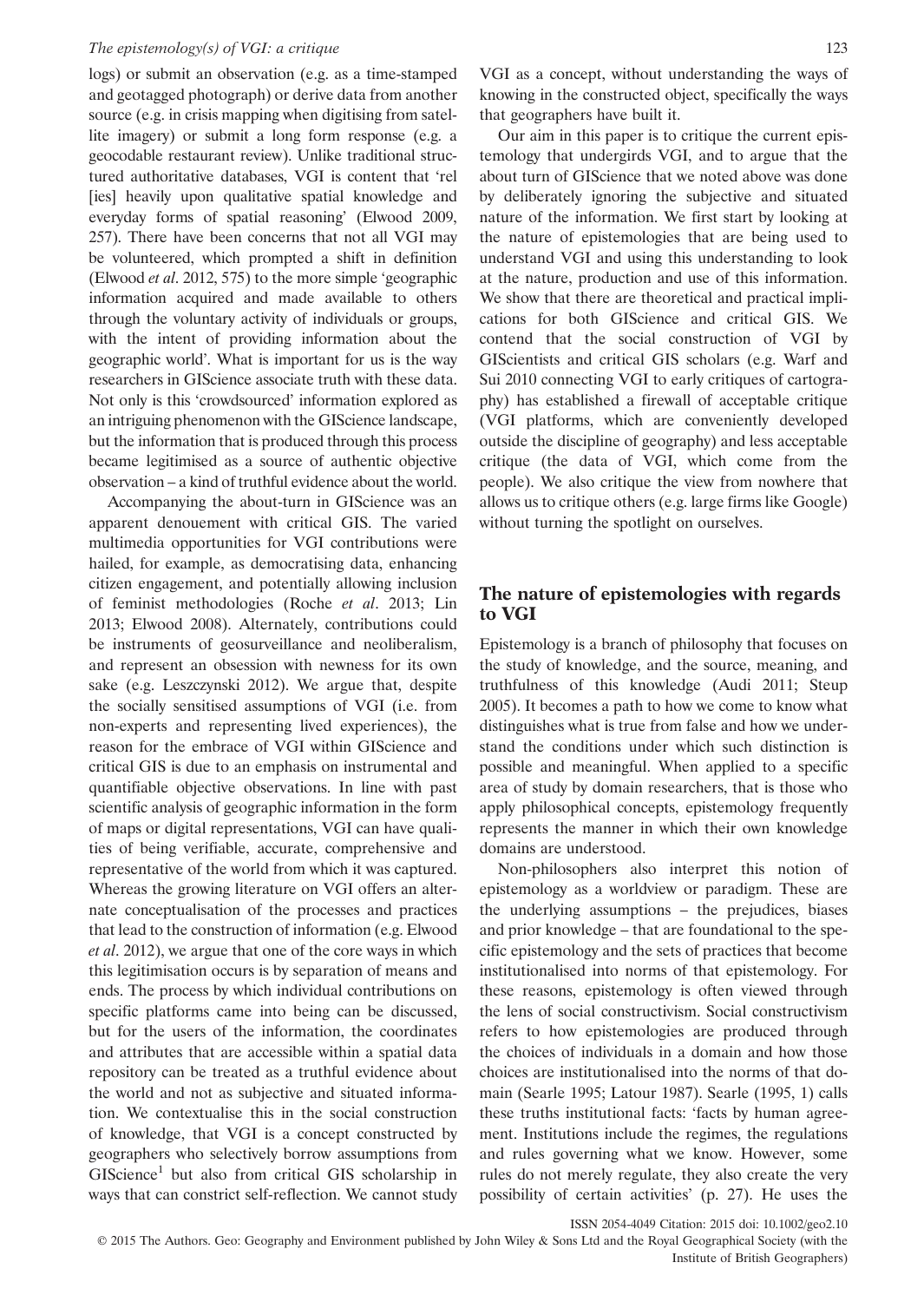logs) or submit an observation (e.g. as a time-stamped and geotagged photograph) or derive data from another source (e.g. in crisis mapping when digitising from satellite imagery) or submit a long form response (e.g. a geocodable restaurant review). Unlike traditional structured authoritative databases, VGI is content that 'rel [ies] heavily upon qualitative spatial knowledge and everyday forms of spatial reasoning' (Elwood 2009, 257). There have been concerns that not all VGI may be volunteered, which prompted a shift in definition (Elwood *et al*. 2012, 575) to the more simple 'geographic information acquired and made available to others through the voluntary activity of individuals or groups, with the intent of providing information about the geographic world'. What is important for us is the way researchers in GIScience associate truth with these data. Not only is this 'crowdsourced' information explored as an intriguing phenomenon with the GIScience landscape, but the information that is produced through this process became legitimised as a source of authentic objective observation – a kind of truthful evidence about the world.

Accompanying the about-turn in GIScience was an apparent denouement with critical GIS. The varied multimedia opportunities for VGI contributions were hailed, for example, as democratising data, enhancing citizen engagement, and potentially allowing inclusion of feminist methodologies (Roche *et al*. 2013; Lin 2013; Elwood 2008). Alternately, contributions could be instruments of geosurveillance and neoliberalism, and represent an obsession with newness for its own sake (e.g. Leszczynski 2012). We argue that, despite the socially sensitised assumptions of VGI (i.e. from non-experts and representing lived experiences), the reason for the embrace of VGI within GIScience and critical GIS is due to an emphasis on instrumental and quantifiable objective observations. In line with past scientific analysis of geographic information in the form of maps or digital representations, VGI can have qualities of being verifiable, accurate, comprehensive and representative of the world from which it was captured. Whereas the growing literature on VGI offers an alternate conceptualisation of the processes and practices that lead to the construction of information (e.g. Elwood *et al*. 2012), we argue that one of the core ways in which this legitimisation occurs is by separation of means and ends. The process by which individual contributions on specific platforms came into being can be discussed, but for the users of the information, the coordinates and attributes that are accessible within a spatial data repository can be treated as a truthful evidence about the world and not as subjective and situated information. We contextualise this in the social construction of knowledge, that VGI is a concept constructed by geographers who selectively borrow assumptions from GIScience[1] but also from critical GIS scholarship in ways that can constrict self-reflection. We cannot study VGI as a concept, without understanding the ways of knowing in the constructed object, specifically the ways that geographers have built it.

Our aim in this paper is to critique the current epistemology that undergirds VGI, and to argue that the about turn of GIScience that we noted above was done by deliberately ignoring the subjective and situated nature of the information. We first start by looking at the nature of epistemologies that are being used to understand VGI and using this understanding to look at the nature, production and use of this information. We show that there are theoretical and practical implications for both GIScience and critical GIS. We contend that the social construction of VGI by GIScientists and critical GIS scholars (e.g. Warf and Sui 2010 connecting VGI to early critiques of cartography) has established a firewall of acceptable critique (VGI platforms, which are conveniently developed outside the discipline of geography) and less acceptable critique (the data of VGI, which come from the people). We also critique the view from nowhere that allows us to critique others (e.g. large firms like Google) without turning the spotlight on ourselves.

## The nature of epistemologies with regards to VGI

Epistemology is a branch of philosophy that focuses on the study of knowledge, and the source, meaning, and truthfulness of this knowledge (Audi 2011; Steup 2005). It becomes a path to how we come to know what distinguishes what is true from false and how we understand the conditions under which such distinction is possible and meaningful. When applied to a specific area of study by domain researchers, that is those who apply philosophical concepts, epistemology frequently represents the manner in which their own knowledge domains are understood.

Non-philosophers also interpret this notion of epistemology as a worldview or paradigm. These are the underlying assumptions – the prejudices, biases and prior knowledge – that are foundational to the specific epistemology and the sets of practices that become institutionalised into norms of that epistemology. For these reasons, epistemology is often viewed through the lens of social constructivism. Social constructivism refers to how epistemologies are produced through the choices of individuals in a domain and how those choices are institutionalised into the norms of that domain (Searle 1995; Latour 1987). Searle (1995, 1) calls these truths institutional facts: 'facts by human agreement. Institutions include the regimes, the regulations and rules governing what we know. However, some rules do not merely regulate, they also create the very possibility of certain activities' (p. 27). He uses the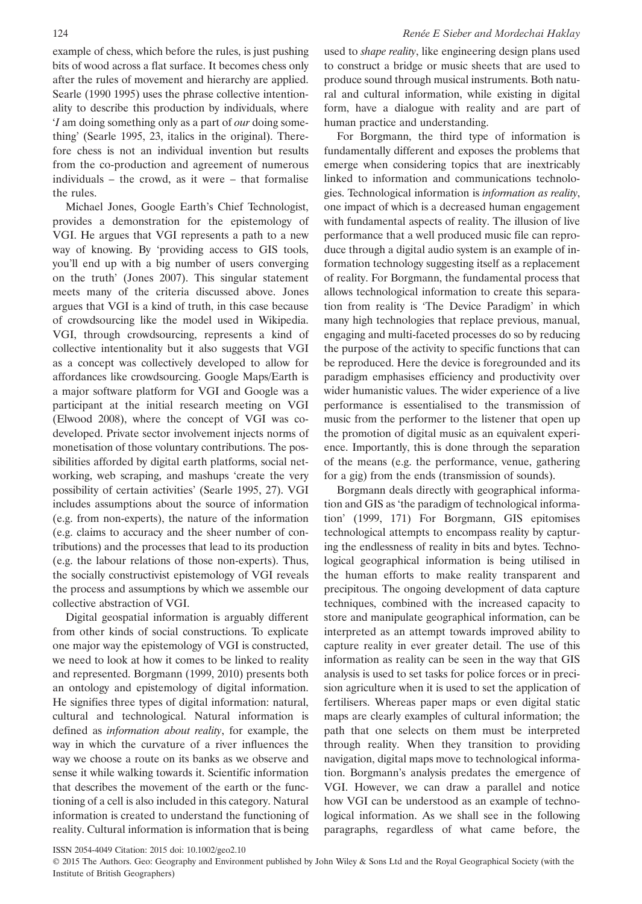example of chess, which before the rules, is just pushing bits of wood across a flat surface. It becomes chess only after the rules of movement and hierarchy are applied. Searle (1990 1995) uses the phrase collective intentionality to describe this production by individuals, where '*I* am doing something only as a part of *our* doing something' (Searle 1995, 23, italics in the original). Therefore chess is not an individual invention but results from the co-production and agreement of numerous individuals – the crowd, as it were – that formalise the rules.

Michael Jones, Google Earth's Chief Technologist, provides a demonstration for the epistemology of VGI. He argues that VGI represents a path to a new way of knowing. By 'providing access to GIS tools, you'll end up with a big number of users converging on the truth' (Jones 2007). This singular statement meets many of the criteria discussed above. Jones argues that VGI is a kind of truth, in this case because of crowdsourcing like the model used in Wikipedia. VGI, through crowdsourcing, represents a kind of collective intentionality but it also suggests that VGI as a concept was collectively developed to allow for affordances like crowdsourcing. Google Maps/Earth is a major software platform for VGI and Google was a participant at the initial research meeting on VGI (Elwood 2008), where the concept of VGI was co-developed. Private sector involvement injects norms of monetisation of those voluntary contributions. The possibilities afforded by digital earth platforms, social networking, web scraping, and mashups 'create the very possibility of certain activities' (Searle 1995, 27). VGI includes assumptions about the source of information (e.g. from non-experts), the nature of the information (e.g. claims to accuracy and the sheer number of contributions) and the processes that lead to its production (e.g. the labour relations of those non-experts). Thus, the socially constructivist epistemology of VGI reveals the process and assumptions by which we assemble our collective abstraction of VGI.

Digital geospatial information is arguably different from other kinds of social constructions. To explicate one major way the epistemology of VGI is constructed, we need to look at how it comes to be linked to reality and represented. Borgmann (1999, 2010) presents both an ontology and epistemology of digital information. He signifies three types of digital information: natural, cultural and technological. Natural information is defined as *information about reality*, for example, the way in which the curvature of a river influences the way we choose a route on its banks as we observe and sense it while walking towards it. Scientific information that describes the movement of the earth or the functioning of a cell is also included in this category. Natural information is created to understand the functioning of reality. Cultural information is information that is being used to *shape reality*, like engineering design plans used to construct a bridge or music sheets that are used to produce sound through musical instruments. Both natural and cultural information, while existing in digital form, have a dialogue with reality and are part of human practice and understanding.

For Borgmann, the third type of information is fundamentally different and exposes the problems that emerge when considering topics that are inextricably linked to information and communications technologies. Technological information is *information as reality*, one impact of which is a decreased human engagement with fundamental aspects of reality. The illusion of live performance that a well produced music file can reproduce through a digital audio system is an example of information technology suggesting itself as a replacement of reality. For Borgmann, the fundamental process that allows technological information to create this separation from reality is 'The Device Paradigm' in which many high technologies that replace previous, manual, engaging and multi-faceted processes do so by reducing the purpose of the activity to specific functions that can be reproduced. Here the device is foregrounded and its paradigm emphasises efficiency and productivity over wider humanistic values. The wider experience of a live performance is essentialised to the transmission of music from the performer to the listener that open up the promotion of digital music as an equivalent experience. Importantly, this is done through the separation of the means (e.g. the performance, venue, gathering for a gig) from the ends (transmission of sounds).

Borgmann deals directly with geographical information and GIS as 'the paradigm of technological information' (1999, 171) For Borgmann, GIS epitomises technological attempts to encompass reality by capturing the endlessness of reality in bits and bytes. Technological geographical information is being utilised in the human efforts to make reality transparent and precipitous. The ongoing development of data capture techniques, combined with the increased capacity to store and manipulate geographical information, can be interpreted as an attempt towards improved ability to capture reality in ever greater detail. The use of this information as reality can be seen in the way that GIS analysis is used to set tasks for police forces or in precision agriculture when it is used to set the application of fertilisers. Whereas paper maps or even digital static maps are clearly examples of cultural information; the path that one selects on them must be interpreted through reality. When they transition to providing navigation, digital maps move to technological information. Borgmann's analysis predates the emergence of VGI. However, we can draw a parallel and notice how VGI can be understood as an example of technological information. As we shall see in the following paragraphs, regardless of what came before, the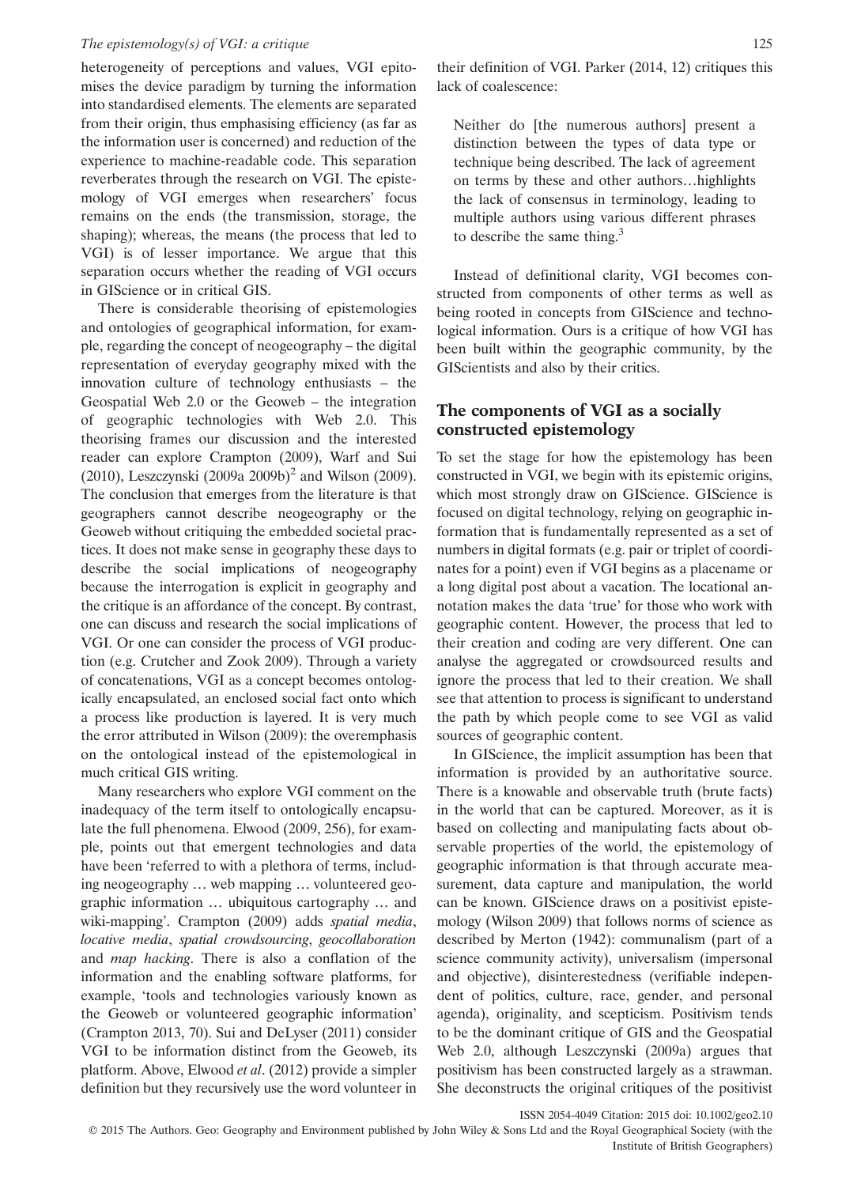heterogeneity of perceptions and values, VGI epitomises the device paradigm by turning the information into standardised elements. The elements are separated from their origin, thus emphasising efficiency (as far as the information user is concerned) and reduction of the experience to machine-readable code. This separation reverberates through the research on VGI. The epistemology of VGI emerges when researchers' focus remains on the ends (the transmission, storage, the shaping); whereas, the means (the process that led to VGI) is of lesser importance. We argue that this separation occurs whether the reading of VGI occurs in GIScience or in critical GIS.

There is considerable theorising of epistemologies and ontologies of geographical information, for example, regarding the concept of neogeography – the digital representation of everyday geography mixed with the innovation culture of technology enthusiasts – the Geospatial Web 2.0 or the Geoweb – the integration of geographic technologies with Web 2.0. This theorising frames our discussion and the interested reader can explore Crampton (2009), Warf and Sui (2010), Leszczynski (2009a 2009b)[2] and Wilson (2009). The conclusion that emerges from the literature is that geographers cannot describe neogeography or the Geoweb without critiquing the embedded societal practices. It does not make sense in geography these days to describe the social implications of neogeography because the interrogation is explicit in geography and the critique is an affordance of the concept. By contrast, one can discuss and research the social implications of VGI. Or one can consider the process of VGI production (e.g. Crutcher and Zook 2009). Through a variety of concatenations, VGI as a concept becomes ontologically encapsulated, an enclosed social fact onto which a process like production is layered. It is very much the error attributed in Wilson (2009): the overemphasis on the ontological instead of the epistemological in much critical GIS writing.

Many researchers who explore VGI comment on the inadequacy of the term itself to ontologically encapsulate the full phenomena. Elwood (2009, 256), for example, points out that emergent technologies and data have been 'referred to with a plethora of terms, including neogeography … web mapping … volunteered geographic information … ubiquitous cartography … and wiki-mapping'. Crampton (2009) adds *spatial media*, *locative media*, *spatial crowdsourcing*, *geocollaboration* and *map hacking*. There is also a conflation of the information and the enabling software platforms, for example, 'tools and technologies variously known as the Geoweb or volunteered geographic information' (Crampton 2013, 70). Sui and DeLyser (2011) consider VGI to be information distinct from the Geoweb, its platform. Above, Elwood *et al*. (2012) provide a simpler definition but they recursively use the word volunteer in their definition of VGI. Parker (2014, 12) critiques this lack of coalescence:

> Neither do [the numerous authors] present a distinction between the types of data type or technique being described. The lack of agreement on terms by these and other authors…highlights the lack of consensus in terminology, leading to multiple authors using various different phrases to describe the same thing.[3]

Instead of definitional clarity, VGI becomes constructed from components of other terms as well as being rooted in concepts from GIScience and technological information. Ours is a critique of how VGI has been built within the geographic community, by the GIScientists and also by their critics.

## The components of VGI as a socially constructed epistemology

To set the stage for how the epistemology has been constructed in VGI, we begin with its epistemic origins, which most strongly draw on GIScience. GIScience is focused on digital technology, relying on geographic information that is fundamentally represented as a set of numbers in digital formats (e.g. pair or triplet of coordinates for a point) even if VGI begins as a placename or a long digital post about a vacation. The locational annotation makes the data 'true' for those who work with geographic content. However, the process that led to their creation and coding are very different. One can analyse the aggregated or crowdsourced results and ignore the process that led to their creation. We shall see that attention to process is significant to understand the path by which people come to see VGI as valid sources of geographic content.

In GIScience, the implicit assumption has been that information is provided by an authoritative source. There is a knowable and observable truth (brute facts) in the world that can be captured. Moreover, as it is based on collecting and manipulating facts about observable properties of the world, the epistemology of geographic information is that through accurate measurement, data capture and manipulation, the world can be known. GIScience draws on a positivist epistemology (Wilson 2009) that follows norms of science as described by Merton (1942): communalism (part of a science community activity), universalism (impersonal and objective), disinterestedness (verifiable independent of politics, culture, race, gender, and personal agenda), originality, and scepticism. Positivism tends to be the dominant critique of GIS and the Geospatial Web 2.0, although Leszczynski (2009a) argues that positivism has been constructed largely as a strawman. She deconstructs the original critiques of the positivist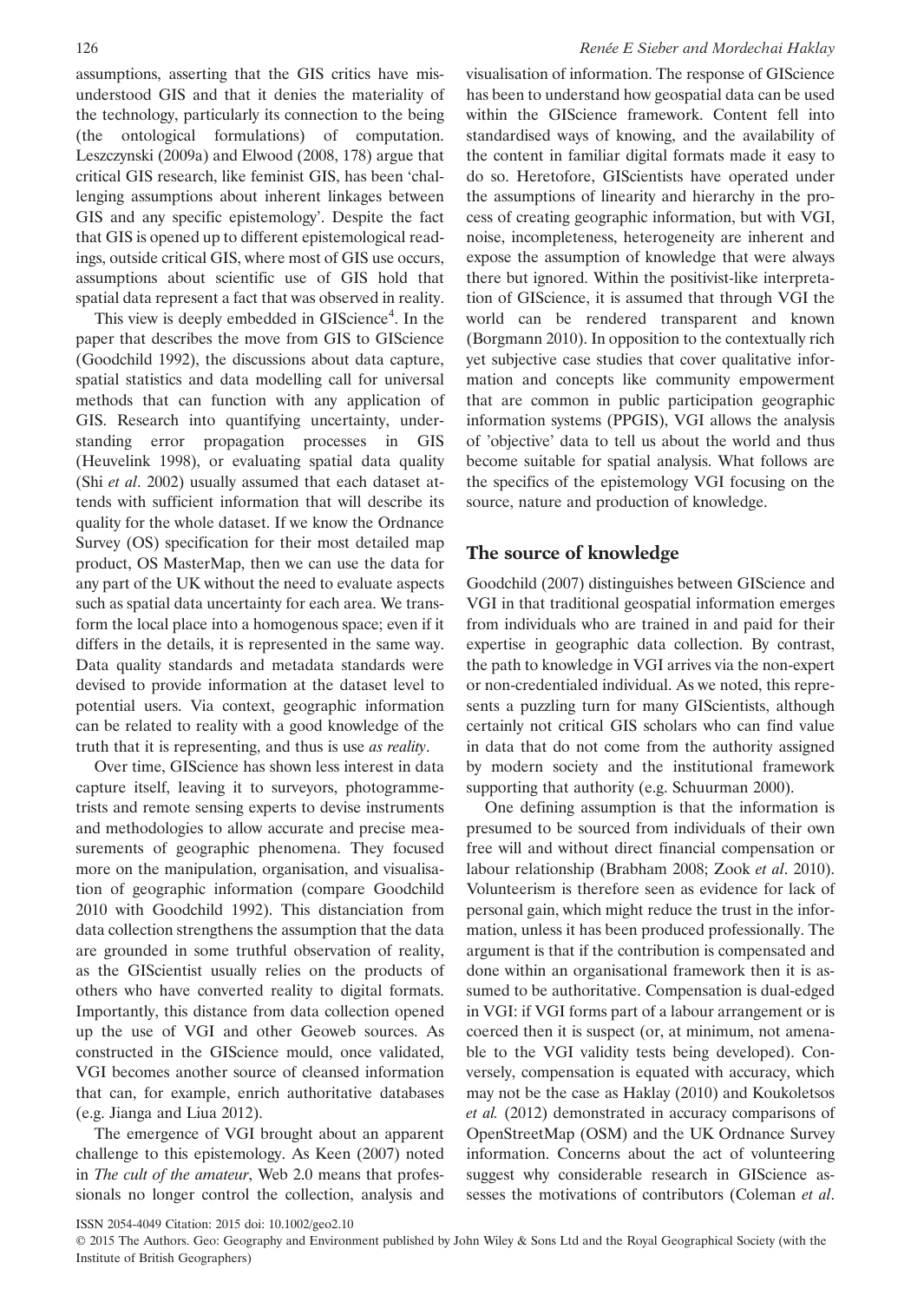assumptions, asserting that the GIS critics have misunderstood GIS and that it denies the materiality of the technology, particularly its connection to the being (the ontological formulations) of computation. Leszczynski (2009a) and Elwood (2008, 178) argue that critical GIS research, like feminist GIS, has been 'challenging assumptions about inherent linkages between GIS and any specific epistemology'. Despite the fact that GIS is opened up to different epistemological readings, outside critical GIS, where most of GIS use occurs, assumptions about scientific use of GIS hold that spatial data represent a fact that was observed in reality.

This view is deeply embedded in GIScience[4]. In the paper that describes the move from GIS to GIScience (Goodchild 1992), the discussions about data capture, spatial statistics and data modelling call for universal methods that can function with any application of GIS. Research into quantifying uncertainty, understanding error propagation processes in GIS (Heuvelink 1998), or evaluating spatial data quality (Shi *et al*. 2002) usually assumed that each dataset attends with sufficient information that will describe its quality for the whole dataset. If we know the Ordnance Survey (OS) specification for their most detailed map product, OS MasterMap, then we can use the data for any part of the UK without the need to evaluate aspects such as spatial data uncertainty for each area. We transform the local place into a homogenous space; even if it differs in the details, it is represented in the same way. Data quality standards and metadata standards were devised to provide information at the dataset level to potential users. Via context, geographic information can be related to reality with a good knowledge of the truth that it is representing, and thus is use *as reality*.

Over time, GIScience has shown less interest in data capture itself, leaving it to surveyors, photogrammetrists and remote sensing experts to devise instruments and methodologies to allow accurate and precise measurements of geographic phenomena. They focused more on the manipulation, organisation, and visualisation of geographic information (compare Goodchild 2010 with Goodchild 1992). This distanciation from data collection strengthens the assumption that the data are grounded in some truthful observation of reality, as the GIScientist usually relies on the products of others who have converted reality to digital formats. Importantly, this distance from data collection opened up the use of VGI and other Geoweb sources. As constructed in the GIScience mould, once validated, VGI becomes another source of cleansed information that can, for example, enrich authoritative databases (e.g. Jianga and Liua 2012).

The emergence of VGI brought about an apparent challenge to this epistemology. As Keen (2007) noted in *The cult of the amateur*, Web 2.0 means that professionals no longer control the collection, analysis and visualisation of information. The response of GIScience has been to understand how geospatial data can be used within the GIScience framework. Content fell into standardised ways of knowing, and the availability of the content in familiar digital formats made it easy to do so. Heretofore, GIScientists have operated under the assumptions of linearity and hierarchy in the process of creating geographic information, but with VGI, noise, incompleteness, heterogeneity are inherent and expose the assumption of knowledge that were always there but ignored. Within the positivist-like interpretation of GIScience, it is assumed that through VGI the world can be rendered transparent and known (Borgmann 2010). In opposition to the contextually rich yet subjective case studies that cover qualitative information and concepts like community empowerment that are common in public participation geographic information systems (PPGIS), VGI allows the analysis of 'objective' data to tell us about the world and thus become suitable for spatial analysis. What follows are the specifics of the epistemology VGI focusing on the source, nature and production of knowledge.

## The source of knowledge

Goodchild (2007) distinguishes between GIScience and VGI in that traditional geospatial information emerges from individuals who are trained in and paid for their expertise in geographic data collection. By contrast, the path to knowledge in VGI arrives via the non-expert or non-credentialed individual. As we noted, this represents a puzzling turn for many GIScientists, although certainly not critical GIS scholars who can find value in data that do not come from the authority assigned by modern society and the institutional framework supporting that authority (e.g. Schuurman 2000).

One defining assumption is that the information is presumed to be sourced from individuals of their own free will and without direct financial compensation or labour relationship (Brabham 2008; Zook *et al*. 2010). Volunteerism is therefore seen as evidence for lack of personal gain, which might reduce the trust in the information, unless it has been produced professionally. The argument is that if the contribution is compensated and done within an organisational framework then it is assumed to be authoritative. Compensation is dual-edged in VGI: if VGI forms part of a labour arrangement or is coerced then it is suspect (or, at minimum, not amenable to the VGI validity tests being developed). Conversely, compensation is equated with accuracy, which may not be the case as Haklay (2010) and Koukoletsos *et al.* (2012) demonstrated in accuracy comparisons of OpenStreetMap (OSM) and the UK Ordnance Survey information. Concerns about the act of volunteering suggest why considerable research in GIScience assesses the motivations of contributors (Coleman *et al*.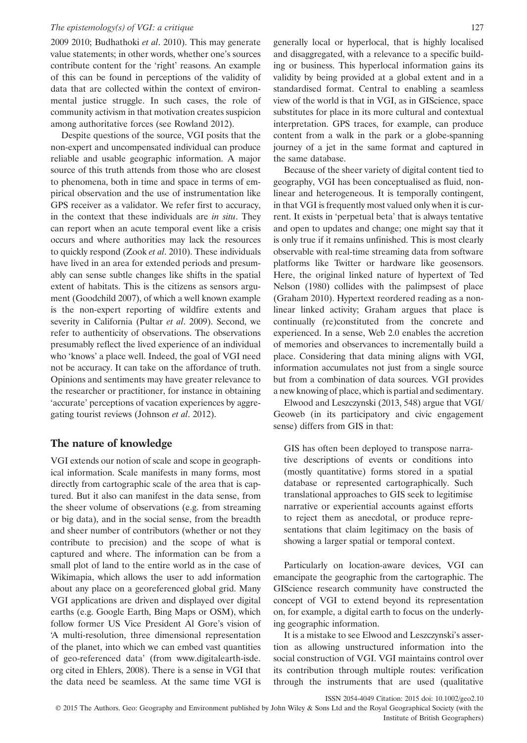2009 2010; Budhathoki *et al*. 2010). This may generate value statements; in other words, whether one's sources contribute content for the 'right' reasons. An example of this can be found in perceptions of the validity of data that are collected within the context of environmental justice struggle. In such cases, the role of community activism in that motivation creates suspicion among authoritative forces (see Rowland 2012).

Despite questions of the source, VGI posits that the non-expert and uncompensated individual can produce reliable and usable geographic information. A major source of this truth attends from those who are closest to phenomena, both in time and space in terms of empirical observation and the use of instrumentation like GPS receiver as a validator. We refer first to accuracy, in the context that these individuals are *in situ*. They can report when an acute temporal event like a crisis occurs and where authorities may lack the resources to quickly respond (Zook *et al*. 2010). These individuals have lived in an area for extended periods and presumably can sense subtle changes like shifts in the spatial extent of habitats. This is the citizens as sensors argument (Goodchild 2007), of which a well known example is the non-expert reporting of wildfire extents and severity in California (Pultar *et al*. 2009). Second, we refer to authenticity of observations. The observations presumably reflect the lived experience of an individual who 'knows' a place well. Indeed, the goal of VGI need not be accuracy. It can take on the affordance of truth. Opinions and sentiments may have greater relevance to the researcher or practitioner, for instance in obtaining 'accurate' perceptions of vacation experiences by aggregating tourist reviews (Johnson *et al*. 2012).

## The nature of knowledge

VGI extends our notion of scale and scope in geographical information. Scale manifests in many forms, most directly from cartographic scale of the area that is captured. But it also can manifest in the data sense, from the sheer volume of observations (e.g. from streaming or big data), and in the social sense, from the breadth and sheer number of contributors (whether or not they contribute to precision) and the scope of what is captured and where. The information can be from a small plot of land to the entire world as in the case of Wikimapia, which allows the user to add information about any place on a georeferenced global grid. Many VGI applications are driven and displayed over digital earths (e.g. Google Earth, Bing Maps or OSM), which follow former US Vice President Al Gore's vision of 'A multi-resolution, three dimensional representation of the planet, into which we can embed vast quantities of geo-referenced data' (from www.digitalearth-isde.org cited in Ehlers, 2008). There is a sense in VGI that the data need be seamless. At the same time VGI is generally local or hyperlocal, that is highly localised and disaggregated, with a relevance to a specific building or business. This hyperlocal information gains its validity by being provided at a global extent and in a standardised format. Central to enabling a seamless view of the world is that in VGI, as in GIScience, space substitutes for place in its more cultural and contextual interpretation. GPS traces, for example, can produce content from a walk in the park or a globe-spanning journey of a jet in the same format and captured in the same database.

Because of the sheer variety of digital content tied to geography, VGI has been conceptualised as fluid, nonlinear and heterogeneous. It is temporally contingent, in that VGI is frequently most valued only when it is current. It exists in 'perpetual beta' that is always tentative and open to updates and change; one might say that it is only true if it remains unfinished. This is most clearly observable with real-time streaming data from software platforms like Twitter or hardware like geosensors. Here, the original linked nature of hypertext of Ted Nelson (1980) collides with the palimpsest of place (Graham 2010). Hypertext reordered reading as a nonlinear linked activity; Graham argues that place is continually (re)constituted from the concrete and experienced. In a sense, Web 2.0 enables the accretion of memories and observances to incrementally build a place. Considering that data mining aligns with VGI, information accumulates not just from a single source but from a combination of data sources. VGI provides a new knowing of place, which is partial and sedimentary.

Elwood and Leszczynski (2013, 548) argue that VGI/Geoweb (in its participatory and civic engagement sense) differs from GIS in that:

> GIS has often been deployed to transpose narrative descriptions of events or conditions into (mostly quantitative) forms stored in a spatial database or represented cartographically. Such translational approaches to GIS seek to legitimise narrative or experiential accounts against efforts to reject them as anecdotal, or produce representations that claim legitimacy on the basis of showing a larger spatial or temporal context.

Particularly on location-aware devices, VGI can emancipate the geographic from the cartographic. The GIScience research community have constructed the concept of VGI to extend beyond its representation on, for example, a digital earth to focus on the underlying geographic information.

It is a mistake to see Elwood and Leszczynski's assertion as allowing unstructured information into the social construction of VGI. VGI maintains control over its contribution through multiple routes: verification through the instruments that are used (qualitative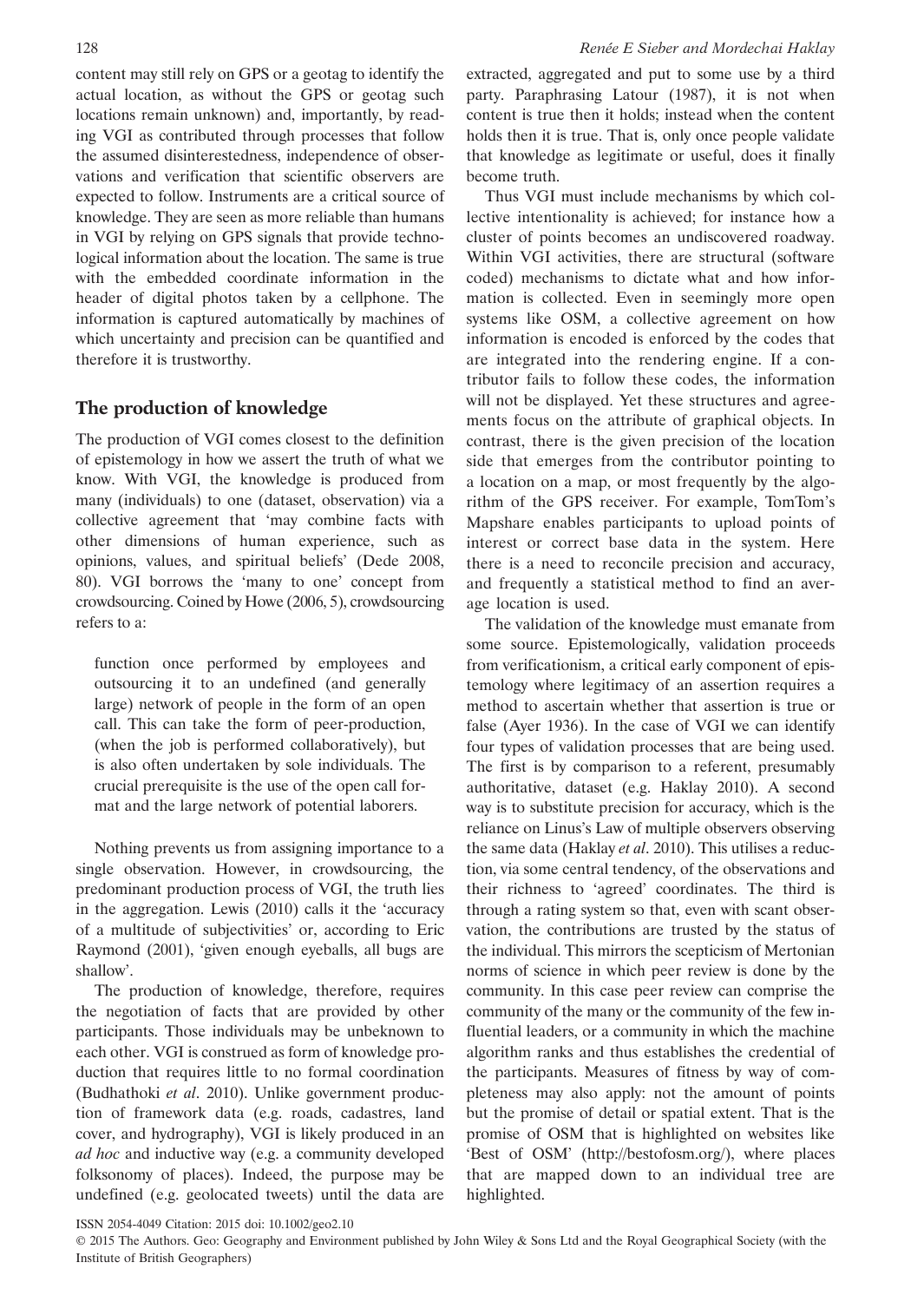content may still rely on GPS or a geotag to identify the actual location, as without the GPS or geotag such locations remain unknown) and, importantly, by reading VGI as contributed through processes that follow the assumed disinterestedness, independence of observations and verification that scientific observers are expected to follow. Instruments are a critical source of knowledge. They are seen as more reliable than humans in VGI by relying on GPS signals that provide technological information about the location. The same is true with the embedded coordinate information in the header of digital photos taken by a cellphone. The information is captured automatically by machines of which uncertainty and precision can be quantified and therefore it is trustworthy.

## The production of knowledge

The production of VGI comes closest to the definition of epistemology in how we assert the truth of what we know. With VGI, the knowledge is produced from many (individuals) to one (dataset, observation) via a collective agreement that 'may combine facts with other dimensions of human experience, such as opinions, values, and spiritual beliefs' (Dede 2008, 80). VGI borrows the 'many to one' concept from crowdsourcing. Coined by Howe (2006, 5), crowdsourcing refers to a:

> function once performed by employees and outsourcing it to an undefined (and generally large) network of people in the form of an open call. This can take the form of peer-production, (when the job is performed collaboratively), but is also often undertaken by sole individuals. The crucial prerequisite is the use of the open call format and the large network of potential laborers.

Nothing prevents us from assigning importance to a single observation. However, in crowdsourcing, the predominant production process of VGI, the truth lies in the aggregation. Lewis (2010) calls it the 'accuracy of a multitude of subjectivities' or, according to Eric Raymond (2001), 'given enough eyeballs, all bugs are shallow'.

The production of knowledge, therefore, requires the negotiation of facts that are provided by other participants. Those individuals may be unbeknown to each other. VGI is construed as form of knowledge production that requires little to no formal coordination (Budhathoki *et al*. 2010). Unlike government production of framework data (e.g. roads, cadastres, land cover, and hydrography), VGI is likely produced in an *ad hoc* and inductive way (e.g. a community developed folksonomy of places). Indeed, the purpose may be undefined (e.g. geolocated tweets) until the data are extracted, aggregated and put to some use by a third party. Paraphrasing Latour (1987), it is not when content is true then it holds; instead when the content holds then it is true. That is, only once people validate that knowledge as legitimate or useful, does it finally become truth.

Thus VGI must include mechanisms by which collective intentionality is achieved; for instance how a cluster of points becomes an undiscovered roadway. Within VGI activities, there are structural (software coded) mechanisms to dictate what and how information is collected. Even in seemingly more open systems like OSM, a collective agreement on how information is encoded is enforced by the codes that are integrated into the rendering engine. If a contributor fails to follow these codes, the information will not be displayed. Yet these structures and agreements focus on the attribute of graphical objects. In contrast, there is the given precision of the location side that emerges from the contributor pointing to a location on a map, or most frequently by the algorithm of the GPS receiver. For example, TomTom's Mapshare enables participants to upload points of interest or correct base data in the system. Here there is a need to reconcile precision and accuracy, and frequently a statistical method to find an average location is used.

The validation of the knowledge must emanate from some source. Epistemologically, validation proceeds from verificationism, a critical early component of epistemology where legitimacy of an assertion requires a method to ascertain whether that assertion is true or false (Ayer 1936). In the case of VGI we can identify four types of validation processes that are being used. The first is by comparison to a referent, presumably authoritative, dataset (e.g. Haklay 2010). A second way is to substitute precision for accuracy, which is the reliance on Linus's Law of multiple observers observing the same data (Haklay *et al*. 2010). This utilises a reduction, via some central tendency, of the observations and their richness to 'agreed' coordinates. The third is through a rating system so that, even with scant observation, the contributions are trusted by the status of the individual. This mirrors the scepticism of Mertonian norms of science in which peer review is done by the community. In this case peer review can comprise the community of the many or the community of the few influential leaders, or a community in which the machine algorithm ranks and thus establishes the credential of the participants. Measures of fitness by way of completeness may also apply: not the amount of points but the promise of detail or spatial extent. That is the promise of OSM that is highlighted on websites like 'Best of OSM' (http://bestofosm.org/), where places that are mapped down to an individual tree are highlighted.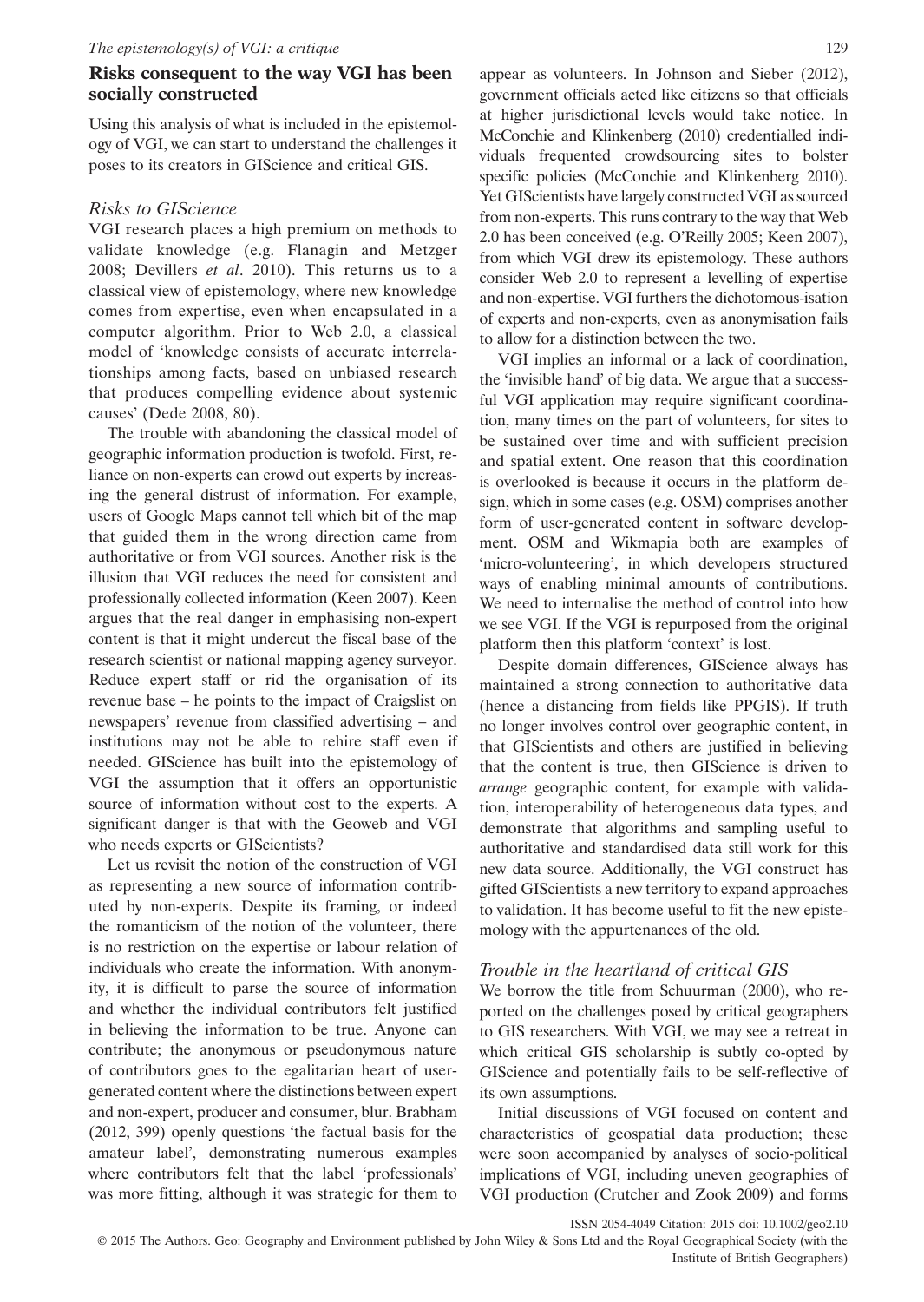## Risks consequent to the way VGI has been socially constructed

Using this analysis of what is included in the epistemology of VGI, we can start to understand the challenges it poses to its creators in GIScience and critical GIS.

### *Risks to GIScience*

VGI research places a high premium on methods to validate knowledge (e.g. Flanagin and Metzger 2008; Devillers *et al*. 2010). This returns us to a classical view of epistemology, where new knowledge comes from expertise, even when encapsulated in a computer algorithm. Prior to Web 2.0, a classical model of 'knowledge consists of accurate interrelationships among facts, based on unbiased research that produces compelling evidence about systemic causes' (Dede 2008, 80).

The trouble with abandoning the classical model of geographic information production is twofold. First, reliance on non-experts can crowd out experts by increasing the general distrust of information. For example, users of Google Maps cannot tell which bit of the map that guided them in the wrong direction came from authoritative or from VGI sources. Another risk is the illusion that VGI reduces the need for consistent and professionally collected information (Keen 2007). Keen argues that the real danger in emphasising non-expert content is that it might undercut the fiscal base of the research scientist or national mapping agency surveyor. Reduce expert staff or rid the organisation of its revenue base – he points to the impact of Craigslist on newspapers' revenue from classified advertising – and institutions may not be able to rehire staff even if needed. GIScience has built into the epistemology of VGI the assumption that it offers an opportunistic source of information without cost to the experts. A significant danger is that with the Geoweb and VGI who needs experts or GIScientists?

Let us revisit the notion of the construction of VGI as representing a new source of information contributed by non-experts. Despite its framing, or indeed the romanticism of the notion of the volunteer, there is no restriction on the expertise or labour relation of individuals who create the information. With anonymity, it is difficult to parse the source of information and whether the individual contributors felt justified in believing the information to be true. Anyone can contribute; the anonymous or pseudonymous nature of contributors goes to the egalitarian heart of user-generated content where the distinctions between expert and non-expert, producer and consumer, blur. Brabham (2012, 399) openly questions 'the factual basis for the amateur label', demonstrating numerous examples where contributors felt that the label 'professionals' was more fitting, although it was strategic for them to appear as volunteers. In Johnson and Sieber (2012), government officials acted like citizens so that officials at higher jurisdictional levels would take notice. In McConchie and Klinkenberg (2010) credentialled individuals frequented crowdsourcing sites to bolster specific policies (McConchie and Klinkenberg 2010). Yet GIScientists have largely constructed VGI as sourced from non-experts. This runs contrary to the way that Web 2.0 has been conceived (e.g. O'Reilly 2005; Keen 2007), from which VGI drew its epistemology. These authors consider Web 2.0 to represent a levelling of expertise and non-expertise. VGI furthers the dichotomous-isation of experts and non-experts, even as anonymisation fails to allow for a distinction between the two.

VGI implies an informal or a lack of coordination, the 'invisible hand' of big data. We argue that a successful VGI application may require significant coordination, many times on the part of volunteers, for sites to be sustained over time and with sufficient precision and spatial extent. One reason that this coordination is overlooked is because it occurs in the platform design, which in some cases (e.g. OSM) comprises another form of user-generated content in software development. OSM and Wikmapia both are examples of 'micro-volunteering', in which developers structured ways of enabling minimal amounts of contributions. We need to internalise the method of control into how we see VGI. If the VGI is repurposed from the original platform then this platform 'context' is lost.

Despite domain differences, GIScience always has maintained a strong connection to authoritative data (hence a distancing from fields like PPGIS). If truth no longer involves control over geographic content, in that GIScientists and others are justified in believing that the content is true, then GIScience is driven to *arrange* geographic content, for example with validation, interoperability of heterogeneous data types, and demonstrate that algorithms and sampling useful to authoritative and standardised data still work for this new data source. Additionally, the VGI construct has gifted GIScientists a new territory to expand approaches to validation. It has become useful to fit the new epistemology with the appurtenances of the old.

### *Trouble in the heartland of critical GIS*

We borrow the title from Schuurman (2000), who reported on the challenges posed by critical geographers to GIS researchers. With VGI, we may see a retreat in which critical GIS scholarship is subtly co-opted by GIScience and potentially fails to be self-reflective of its own assumptions.

Initial discussions of VGI focused on content and characteristics of geospatial data production; these were soon accompanied by analyses of socio-political implications of VGI, including uneven geographies of VGI production (Crutcher and Zook 2009) and forms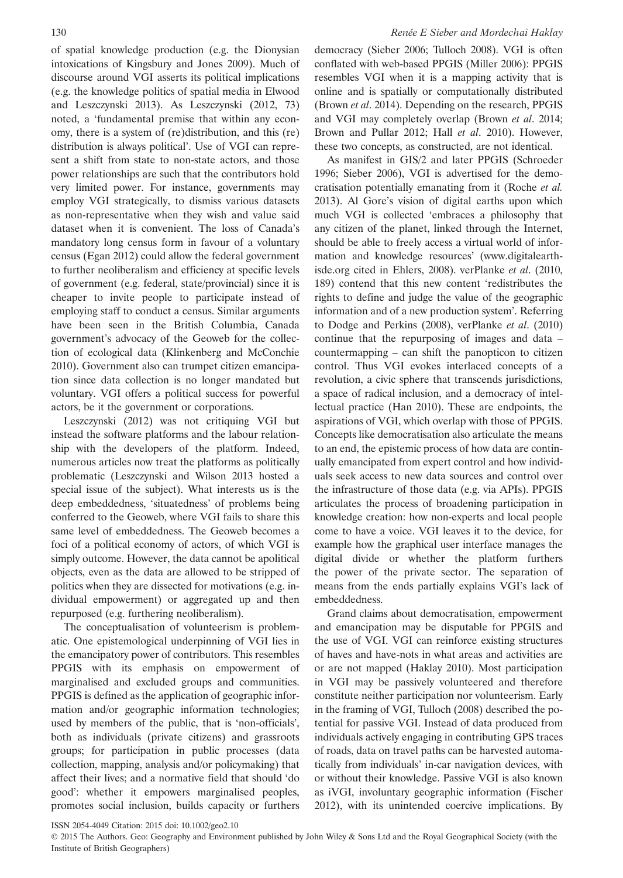of spatial knowledge production (e.g. the Dionysian intoxications of Kingsbury and Jones 2009). Much of discourse around VGI asserts its political implications (e.g. the knowledge politics of spatial media in Elwood and Leszczynski 2013). As Leszczynski (2012, 73) noted, a 'fundamental premise that within any economy, there is a system of (re)distribution, and this (re) distribution is always political'. Use of VGI can represent a shift from state to non-state actors, and those power relationships are such that the contributors hold very limited power. For instance, governments may employ VGI strategically, to dismiss various datasets as non-representative when they wish and value said dataset when it is convenient. The loss of Canada's mandatory long census form in favour of a voluntary census (Egan 2012) could allow the federal government to further neoliberalism and efficiency at specific levels of government (e.g. federal, state/provincial) since it is cheaper to invite people to participate instead of employing staff to conduct a census. Similar arguments have been seen in the British Columbia, Canada government's advocacy of the Geoweb for the collection of ecological data (Klinkenberg and McConchie 2010). Government also can trumpet citizen emancipation since data collection is no longer mandated but voluntary. VGI offers a political success for powerful actors, be it the government or corporations.

Leszczynski (2012) was not critiquing VGI but instead the software platforms and the labour relationship with the developers of the platform. Indeed, numerous articles now treat the platforms as politically problematic (Leszczynski and Wilson 2013 hosted a special issue of the subject). What interests us is the deep embeddedness, 'situatedness' of problems being conferred to the Geoweb, where VGI fails to share this same level of embeddedness. The Geoweb becomes a foci of a political economy of actors, of which VGI is simply outcome. However, the data cannot be apolitical objects, even as the data are allowed to be stripped of politics when they are dissected for motivations (e.g. individual empowerment) or aggregated up and then repurposed (e.g. furthering neoliberalism).

The conceptualisation of volunteerism is problematic. One epistemological underpinning of VGI lies in the emancipatory power of contributors. This resembles PPGIS with its emphasis on empowerment of marginalised and excluded groups and communities. PPGIS is defined as the application of geographic information and/or geographic information technologies; used by members of the public, that is 'non-officials', both as individuals (private citizens) and grassroots groups; for participation in public processes (data collection, mapping, analysis and/or policymaking) that affect their lives; and a normative field that should 'do good': whether it empowers marginalised peoples, promotes social inclusion, builds capacity or furthers democracy (Sieber 2006; Tulloch 2008). VGI is often conflated with web-based PPGIS (Miller 2006): PPGIS resembles VGI when it is a mapping activity that is online and is spatially or computationally distributed (Brown *et al*. 2014). Depending on the research, PPGIS and VGI may completely overlap (Brown *et al*. 2014; Brown and Pullar 2012; Hall *et al*. 2010). However, these two concepts, as constructed, are not identical.

As manifest in GIS/2 and later PPGIS (Schroeder 1996; Sieber 2006), VGI is advertised for the democratisation potentially emanating from it (Roche *et al.* 2013). Al Gore's vision of digital earths upon which much VGI is collected 'embraces a philosophy that any citizen of the planet, linked through the Internet, should be able to freely access a virtual world of information and knowledge resources' (www.digitalearth-isde.org cited in Ehlers, 2008). verPlanke *et al*. (2010, 189) contend that this new content 'redistributes the rights to define and judge the value of the geographic information and of a new production system'. Referring to Dodge and Perkins (2008), verPlanke *et al*. (2010) continue that the repurposing of images and data – countermapping – can shift the panopticon to citizen control. Thus VGI evokes interlaced concepts of a revolution, a civic sphere that transcends jurisdictions, a space of radical inclusion, and a democracy of intellectual practice (Han 2010). These are endpoints, the aspirations of VGI, which overlap with those of PPGIS. Concepts like democratisation also articulate the means to an end, the epistemic process of how data are continually emancipated from expert control and how individuals seek access to new data sources and control over the infrastructure of those data (e.g. via APIs). PPGIS articulates the process of broadening participation in knowledge creation: how non-experts and local people come to have a voice. VGI leaves it to the device, for example how the graphical user interface manages the digital divide or whether the platform furthers the power of the private sector. The separation of means from the ends partially explains VGI's lack of embeddedness.

Grand claims about democratisation, empowerment and emancipation may be disputable for PPGIS and the use of VGI. VGI can reinforce existing structures of haves and have-nots in what areas and activities are or are not mapped (Haklay 2010). Most participation in VGI may be passively volunteered and therefore constitute neither participation nor volunteerism. Early in the framing of VGI, Tulloch (2008) described the potential for passive VGI. Instead of data produced from individuals actively engaging in contributing GPS traces of roads, data on travel paths can be harvested automatically from individuals' in-car navigation devices, with or without their knowledge. Passive VGI is also known as iVGI, involuntary geographic information (Fischer 2012), with its unintended coercive implications. By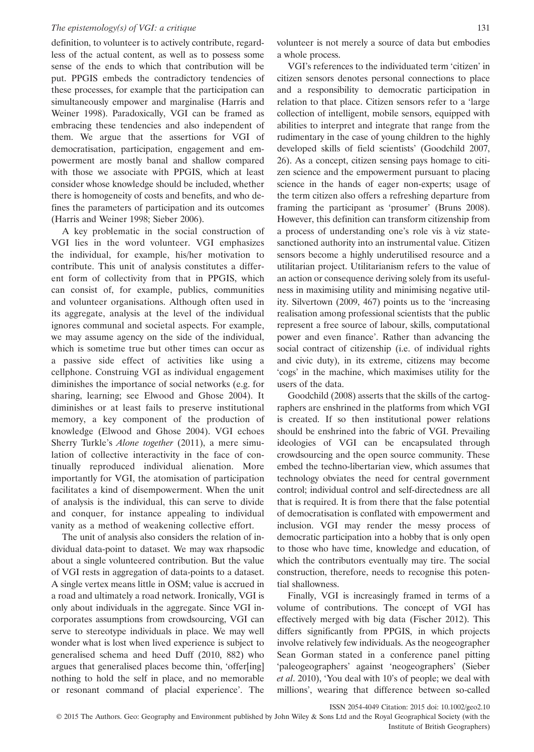definition, to volunteer is to actively contribute, regardless of the actual content, as well as to possess some sense of the ends to which that contribution will be put. PPGIS embeds the contradictory tendencies of these processes, for example that the participation can simultaneously empower and marginalise (Harris and Weiner 1998). Paradoxically, VGI can be framed as embracing these tendencies and also independent of them. We argue that the assertions for VGI of democratisation, participation, engagement and empowerment are mostly banal and shallow compared with those we associate with PPGIS, which at least consider whose knowledge should be included, whether there is homogeneity of costs and benefits, and who defines the parameters of participation and its outcomes (Harris and Weiner 1998; Sieber 2006).

A key problematic in the social construction of VGI lies in the word volunteer. VGI emphasizes the individual, for example, his/her motivation to contribute. This unit of analysis constitutes a different form of collectivity from that in PPGIS, which can consist of, for example, publics, communities and volunteer organisations. Although often used in its aggregate, analysis at the level of the individual ignores communal and societal aspects. For example, we may assume agency on the side of the individual, which is sometime true but other times can occur as a passive side effect of activities like using a cellphone. Construing VGI as individual engagement diminishes the importance of social networks (e.g. for sharing, learning; see Elwood and Ghose 2004). It diminishes or at least fails to preserve institutional memory, a key component of the production of knowledge (Elwood and Ghose 2004). VGI echoes Sherry Turkle's *Alone together* (2011), a mere simulation of collective interactivity in the face of continually reproduced individual alienation. More importantly for VGI, the atomisation of participation facilitates a kind of disempowerment. When the unit of analysis is the individual, this can serve to divide and conquer, for instance appealing to individual vanity as a method of weakening collective effort.

The unit of analysis also considers the relation of individual data-point to dataset. We may wax rhapsodic about a single volunteered contribution. But the value of VGI rests in aggregation of data-points to a dataset. A single vertex means little in OSM; value is accrued in a road and ultimately a road network. Ironically, VGI is only about individuals in the aggregate. Since VGI incorporates assumptions from crowdsourcing, VGI can serve to stereotype individuals in place. We may well wonder what is lost when lived experience is subject to generalised schema and heed Duff (2010, 882) who argues that generalised places become thin, 'offer[ing] nothing to hold the self in place, and no memorable or resonant command of placial experience'. The volunteer is not merely a source of data but embodies a whole process.

VGI's references to the individuated term 'citizen' in citizen sensors denotes personal connections to place and a responsibility to democratic participation in relation to that place. Citizen sensors refer to a 'large collection of intelligent, mobile sensors, equipped with abilities to interpret and integrate that range from the rudimentary in the case of young children to the highly developed skills of field scientists' (Goodchild 2007, 26). As a concept, citizen sensing pays homage to citizen science and the empowerment pursuant to placing science in the hands of eager non-experts; usage of the term citizen also offers a refreshing departure from framing the participant as 'prosumer' (Bruns 2008). However, this definition can transform citizenship from a process of understanding one's role vis à viz state-sanctioned authority into an instrumental value. Citizen sensors become a highly underutilised resource and a utilitarian project. Utilitarianism refers to the value of an action or consequence deriving solely from its usefulness in maximising utility and minimising negative utility. Silvertown (2009, 467) points us to the 'increasing realisation among professional scientists that the public represent a free source of labour, skills, computational power and even finance'. Rather than advancing the social contract of citizenship (i.e. of individual rights and civic duty), in its extreme, citizens may become 'cogs' in the machine, which maximises utility for the users of the data.

Goodchild (2008) asserts that the skills of the cartographers are enshrined in the platforms from which VGI is created. If so then institutional power relations should be enshrined into the fabric of VGI. Prevailing ideologies of VGI can be encapsulated through crowdsourcing and the open source community. These embed the techno-libertarian view, which assumes that technology obviates the need for central government control; individual control and self-directedness are all that is required. It is from there that the false potential of democratisation is conflated with empowerment and inclusion. VGI may render the messy process of democratic participation into a hobby that is only open to those who have time, knowledge and education, of which the contributors eventually may tire. The social construction, therefore, needs to recognise this potential shallowness.

Finally, VGI is increasingly framed in terms of a volume of contributions. The concept of VGI has effectively merged with big data (Fischer 2012). This differs significantly from PPGIS, in which projects involve relatively few individuals. As the neogeographer Sean Gorman stated in a conference panel pitting 'paleogeographers' against 'neogeographers' (Sieber *et al*. 2010), 'You deal with 10's of people; we deal with millions', wearing that difference between so-called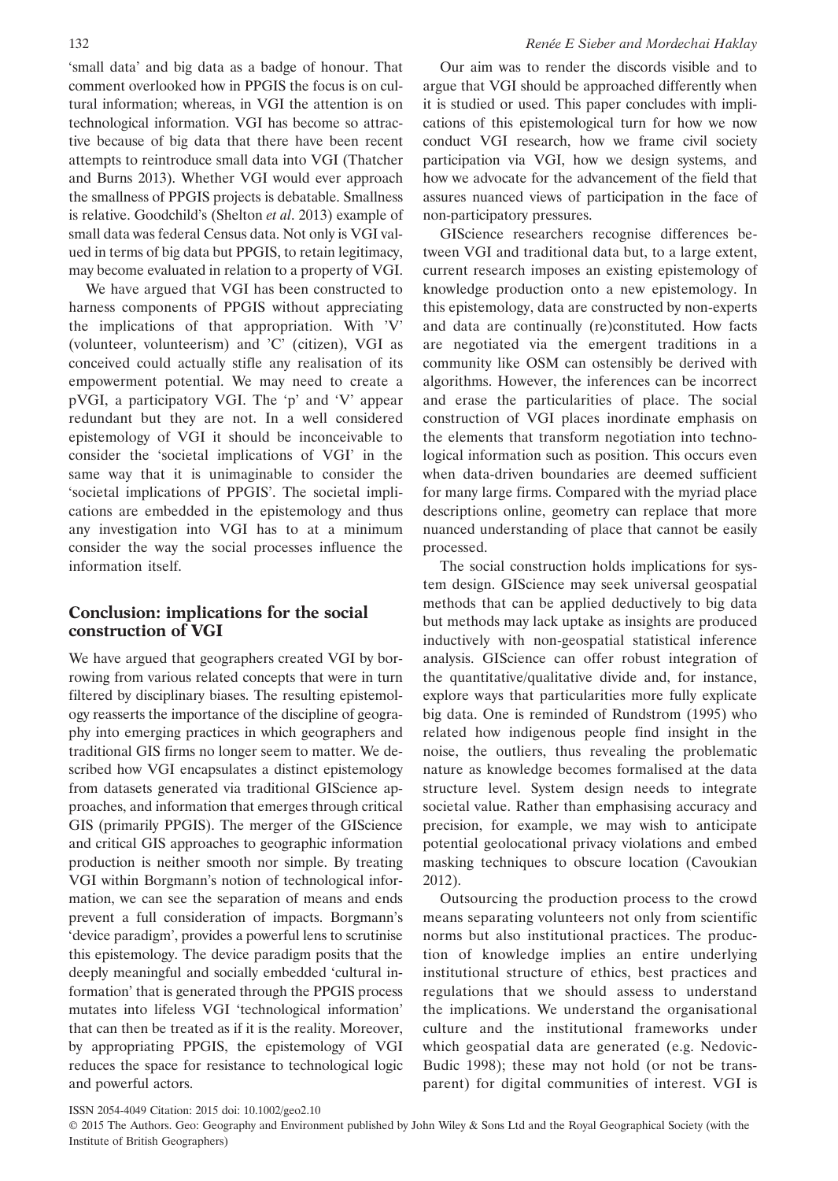'small data' and big data as a badge of honour. That comment overlooked how in PPGIS the focus is on cultural information; whereas, in VGI the attention is on technological information. VGI has become so attractive because of big data that there have been recent attempts to reintroduce small data into VGI (Thatcher and Burns 2013). Whether VGI would ever approach the smallness of PPGIS projects is debatable. Smallness is relative. Goodchild's (Shelton *et al*. 2013) example of small data was federal Census data. Not only is VGI valued in terms of big data but PPGIS, to retain legitimacy, may become evaluated in relation to a property of VGI.

We have argued that VGI has been constructed to harness components of PPGIS without appreciating the implications of that appropriation. With 'V' (volunteer, volunteerism) and 'C' (citizen), VGI as conceived could actually stifle any realisation of its empowerment potential. We may need to create a pVGI, a participatory VGI. The 'p' and 'V' appear redundant but they are not. In a well considered epistemology of VGI it should be inconceivable to consider the 'societal implications of VGI' in the same way that it is unimaginable to consider the 'societal implications of PPGIS'. The societal implications are embedded in the epistemology and thus any investigation into VGI has to at a minimum consider the way the social processes influence the information itself.

## Conclusion: implications for the social construction of VGI

We have argued that geographers created VGI by borrowing from various related concepts that were in turn filtered by disciplinary biases. The resulting epistemology reasserts the importance of the discipline of geography into emerging practices in which geographers and traditional GIS firms no longer seem to matter. We described how VGI encapsulates a distinct epistemology from datasets generated via traditional GIScience approaches, and information that emerges through critical GIS (primarily PPGIS). The merger of the GIScience and critical GIS approaches to geographic information production is neither smooth nor simple. By treating VGI within Borgmann's notion of technological information, we can see the separation of means and ends prevent a full consideration of impacts. Borgmann's 'device paradigm', provides a powerful lens to scrutinise this epistemology. The device paradigm posits that the deeply meaningful and socially embedded 'cultural information' that is generated through the PPGIS process mutates into lifeless VGI 'technological information' that can then be treated as if it is the reality. Moreover, by appropriating PPGIS, the epistemology of VGI reduces the space for resistance to technological logic and powerful actors.

Our aim was to render the discords visible and to argue that VGI should be approached differently when it is studied or used. This paper concludes with implications of this epistemological turn for how we now conduct VGI research, how we frame civil society participation via VGI, how we design systems, and how we advocate for the advancement of the field that assures nuanced views of participation in the face of non-participatory pressures.

GIScience researchers recognise differences between VGI and traditional data but, to a large extent, current research imposes an existing epistemology of knowledge production onto a new epistemology. In this epistemology, data are constructed by non-experts and data are continually (re)constituted. How facts are negotiated via the emergent traditions in a community like OSM can ostensibly be derived with algorithms. However, the inferences can be incorrect and erase the particularities of place. The social construction of VGI places inordinate emphasis on the elements that transform negotiation into technological information such as position. This occurs even when data-driven boundaries are deemed sufficient for many large firms. Compared with the myriad place descriptions online, geometry can replace that more nuanced understanding of place that cannot be easily processed.

The social construction holds implications for system design. GIScience may seek universal geospatial methods that can be applied deductively to big data but methods may lack uptake as insights are produced inductively with non-geospatial statistical inference analysis. GIScience can offer robust integration of the quantitative/qualitative divide and, for instance, explore ways that particularities more fully explicate big data. One is reminded of Rundstrom (1995) who related how indigenous people find insight in the noise, the outliers, thus revealing the problematic nature as knowledge becomes formalised at the data structure level. System design needs to integrate societal value. Rather than emphasising accuracy and precision, for example, we may wish to anticipate potential geolocational privacy violations and embed masking techniques to obscure location (Cavoukian 2012).

Outsourcing the production process to the crowd means separating volunteers not only from scientific norms but also institutional practices. The production of knowledge implies an entire underlying institutional structure of ethics, best practices and regulations that we should assess to understand the implications. We understand the organisational culture and the institutional frameworks under which geospatial data are generated (e.g. Nedovic-Budic 1998); these may not hold (or not be transparent) for digital communities of interest. VGI is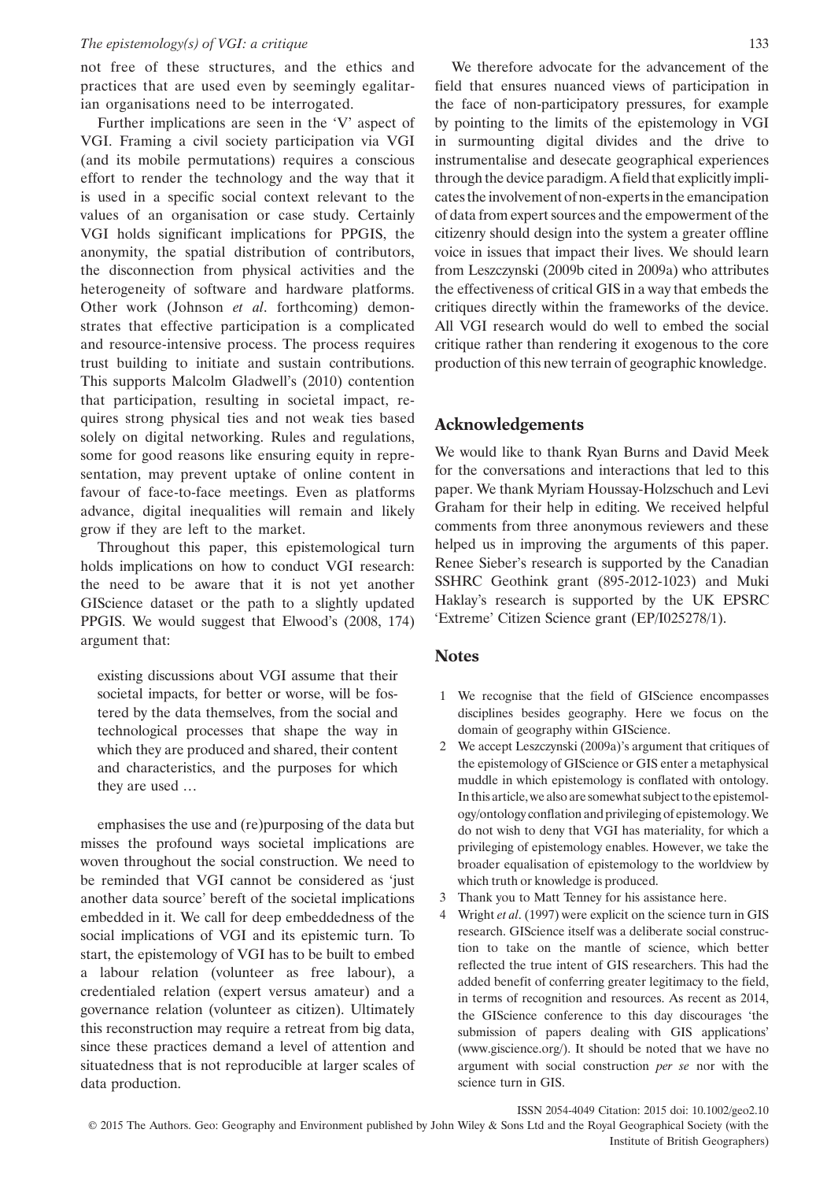not free of these structures, and the ethics and practices that are used even by seemingly egalitarian organisations need to be interrogated.

Further implications are seen in the 'V' aspect of VGI. Framing a civil society participation via VGI (and its mobile permutations) requires a conscious effort to render the technology and the way that it is used in a specific social context relevant to the values of an organisation or case study. Certainly VGI holds significant implications for PPGIS, the anonymity, the spatial distribution of contributors, the disconnection from physical activities and the heterogeneity of software and hardware platforms. Other work (Johnson *et al*. forthcoming) demonstrates that effective participation is a complicated and resource-intensive process. The process requires trust building to initiate and sustain contributions. This supports Malcolm Gladwell's (2010) contention that participation, resulting in societal impact, requires strong physical ties and not weak ties based solely on digital networking. Rules and regulations, some for good reasons like ensuring equity in representation, may prevent uptake of online content in favour of face-to-face meetings. Even as platforms advance, digital inequalities will remain and likely grow if they are left to the market.

Throughout this paper, this epistemological turn holds implications on how to conduct VGI research: the need to be aware that it is not yet another GIScience dataset or the path to a slightly updated PPGIS. We would suggest that Elwood's (2008, 174) argument that:

> existing discussions about VGI assume that their societal impacts, for better or worse, will be fostered by the data themselves, from the social and technological processes that shape the way in which they are produced and shared, their content and characteristics, and the purposes for which they are used …

emphasises the use and (re)purposing of the data but misses the profound ways societal implications are woven throughout the social construction. We need to be reminded that VGI cannot be considered as 'just another data source' bereft of the societal implications embedded in it. We call for deep embeddedness of the social implications of VGI and its epistemic turn. To start, the epistemology of VGI has to be built to embed a labour relation (volunteer as free labour), a credentialed relation (expert versus amateur) and a governance relation (volunteer as citizen). Ultimately this reconstruction may require a retreat from big data, since these practices demand a level of attention and situatedness that is not reproducible at larger scales of data production.

We therefore advocate for the advancement of the field that ensures nuanced views of participation in the face of non-participatory pressures, for example by pointing to the limits of the epistemology in VGI in surmounting digital divides and the drive to instrumentalise and desecate geographical experiences through the device paradigm. A field that explicitly implicates the involvement of non-experts in the emancipation of data from expert sources and the empowerment of the citizenry should design into the system a greater offline voice in issues that impact their lives. We should learn from Leszczynski (2009b cited in 2009a) who attributes the effectiveness of critical GIS in a way that embeds the critiques directly within the frameworks of the device. All VGI research would do well to embed the social critique rather than rendering it exogenous to the core production of this new terrain of geographic knowledge.

## Acknowledgements

We would like to thank Ryan Burns and David Meek for the conversations and interactions that led to this paper. We thank Myriam Houssay-Holzschuch and Levi Graham for their help in editing. We received helpful comments from three anonymous reviewers and these helped us in improving the arguments of this paper. Renee Sieber's research is supported by the Canadian SSHRC Geothink grant (895-2012-1023) and Muki Haklay's research is supported by the UK EPSRC 'Extreme' Citizen Science grant (EP/I025278/1).

## Notes

1. We recognise that the field of GIScience encompasses disciplines besides geography. Here we focus on the domain of geography within GIScience.
2. We accept Leszczynski (2009a)'s argument that critiques of the epistemology of GIScience or GIS enter a metaphysical muddle in which epistemology is conflated with ontology. In this article, we also are somewhat subject to the epistemology/ontology conflation and privileging of epistemology. We do not wish to deny that VGI has materiality, for which a privileging of epistemology enables. However, we take the broader equalisation of epistemology to the worldview by which truth or knowledge is produced.
3. Thank you to Matt Tenney for his assistance here.
4. Wright *et al*. (1997) were explicit on the science turn in GIS research. GIScience itself was a deliberate social construction to take on the mantle of science, which better reflected the true intent of GIS researchers. This had the added benefit of conferring greater legitimacy to the field, in terms of recognition and resources. As recent as 2014, the GIScience conference to this day discourages 'the submission of papers dealing with GIS applications' (www.giscience.org/). It should be noted that we have no argument with social construction *per se* nor with the science turn in GIS.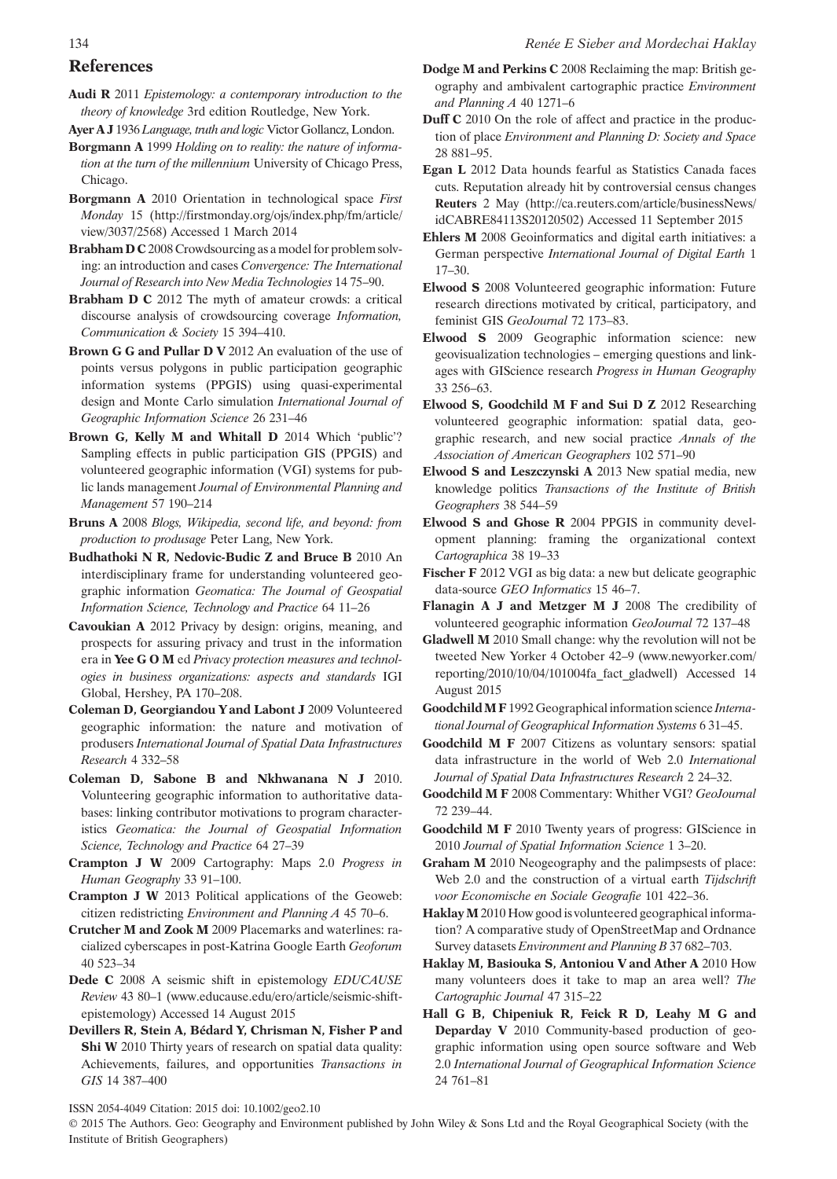## References

**Audi R** 2011 *Epistemology: a contemporary introduction to the theory of knowledge* 3rd edition Routledge, New York.

**Ayer A J** 1936 *Language, truth and logic* Victor Gollancz, London.

**Borgmann A** 1999 *Holding on to reality: the nature of information at the turn of the millennium* University of Chicago Press, Chicago.

**Borgmann A** 2010 Orientation in technological space *First Monday* 15 (http://firstmonday.org/ojs/index.php/fm/article/view/3037/2568) Accessed 1 March 2014

**Brabham D C** 2008 Crowdsourcing as a model for problem solving: an introduction and cases *Convergence: The International Journal of Research into New Media Technologies* 14 75–90.

**Brabham D C** 2012 The myth of amateur crowds: a critical discourse analysis of crowdsourcing coverage *Information, Communication & Society* 15 394–410.

**Brown G G and Pullar D V** 2012 An evaluation of the use of points versus polygons in public participation geographic information systems (PPGIS) using quasi-experimental design and Monte Carlo simulation *International Journal of Geographic Information Science* 26 231–46

**Brown G, Kelly M and Whitall D** 2014 Which 'public'? Sampling effects in public participation GIS (PPGIS) and volunteered geographic information (VGI) systems for public lands management *Journal of Environmental Planning and Management* 57 190–214

**Bruns A** 2008 *Blogs, Wikipedia, second life, and beyond: from production to produsage* Peter Lang, New York.

**Budhathoki N R, Nedovic-Budic Z and Bruce B** 2010 An interdisciplinary frame for understanding volunteered geographic information *Geomatica: The Journal of Geospatial Information Science, Technology and Practice* 64 11–26

**Cavoukian A** 2012 Privacy by design: origins, meaning, and prospects for assuring privacy and trust in the information era in **Yee G O M** ed *Privacy protection measures and technologies in business organizations: aspects and standards* IGI Global, Hershey, PA 170–208.

**Coleman D, Georgiandou Y and Labont J** 2009 Volunteered geographic information: the nature and motivation of produsers *International Journal of Spatial Data Infrastructures Research* 4 332–58

**Coleman D, Sabone B and Nkhwanana N J** 2010. Volunteering geographic information to authoritative databases: linking contributor motivations to program characteristics *Geomatica: the Journal of Geospatial Information Science, Technology and Practice* 64 27–39

**Crampton J W** 2009 Cartography: Maps 2.0 *Progress in Human Geography* 33 91–100.

**Crampton J W** 2013 Political applications of the Geoweb: citizen redistricting *Environment and Planning A* 45 70–6.

**Crutcher M and Zook M** 2009 Placemarks and waterlines: racialized cyberscapes in post-Katrina Google Earth *Geoforum* 40 523–34

**Dede C** 2008 A seismic shift in epistemology *EDUCAUSE Review* 43 80–1 (www.educause.edu/ero/article/seismic-shift-epistemology) Accessed 14 August 2015

**Devillers R, Stein A, Bédard Y, Chrisman N, Fisher P and Shi W** 2010 Thirty years of research on spatial data quality: Achievements, failures, and opportunities *Transactions in GIS* 14 387–400

**Dodge M and Perkins C** 2008 Reclaiming the map: British geography and ambivalent cartographic practice *Environment and Planning A* 40 1271–6

**Duff C** 2010 On the role of affect and practice in the production of place *Environment and Planning D: Society and Space* 28 881–95.

**Egan L** 2012 Data hounds fearful as Statistics Canada faces cuts. Reputation already hit by controversial census changes **Reuters** 2 May (http://ca.reuters.com/article/businessNews/idCABRE84113S20120502) Accessed 11 September 2015

**Ehlers M** 2008 Geoinformatics and digital earth initiatives: a German perspective *International Journal of Digital Earth* 1 17–30.

**Elwood S** 2008 Volunteered geographic information: Future research directions motivated by critical, participatory, and feminist GIS *GeoJournal* 72 173–83.

**Elwood S** 2009 Geographic information science: new geovisualization technologies – emerging questions and linkages with GIScience research *Progress in Human Geography* 33 256–63.

**Elwood S, Goodchild M F and Sui D Z** 2012 Researching volunteered geographic information: spatial data, geographic research, and new social practice *Annals of the Association of American Geographers* 102 571–90

**Elwood S and Leszczynski A** 2013 New spatial media, new knowledge politics *Transactions of the Institute of British Geographers* 38 544–59

**Elwood S and Ghose R** 2004 PPGIS in community development planning: framing the organizational context *Cartographica* 38 19–33

**Fischer F** 2012 VGI as big data: a new but delicate geographic data-source *GEO Informatics* 15 46–7.

**Flanagin A J and Metzger M J** 2008 The credibility of volunteered geographic information *GeoJournal* 72 137–48

**Gladwell M** 2010 Small change: why the revolution will not be tweeted New Yorker 4 October 42–9 (www.newyorker.com/reporting/2010/10/04/101004fa_fact_gladwell) Accessed 14 August 2015

**Goodchild M F** 1992 Geographical information science *International Journal of Geographical Information Systems* 6 31–45.

**Goodchild M F** 2007 Citizens as voluntary sensors: spatial data infrastructure in the world of Web 2.0 *International Journal of Spatial Data Infrastructures Research* 2 24–32.

**Goodchild M F** 2008 Commentary: Whither VGI? *GeoJournal* 72 239–44.

**Goodchild M F** 2010 Twenty years of progress: GIScience in 2010 *Journal of Spatial Information Science* 1 3–20.

**Graham M** 2010 Neogeography and the palimpsests of place: Web 2.0 and the construction of a virtual earth *Tijdschrift voor Economische en Sociale Geografie* 101 422–36.

**Haklay M** 2010 How good is volunteered geographical information? A comparative study of OpenStreetMap and Ordnance Survey datasets *Environment and Planning B* 37 682–703.

**Haklay M, Basiouka S, Antoniou V and Ather A** 2010 How many volunteers does it take to map an area well? *The Cartographic Journal* 47 315–22

**Hall G B, Chipeniuk R, Feick R D, Leahy M G and Deparday V** 2010 Community-based production of geographic information using open source software and Web 2.0 *International Journal of Geographical Information Science* 24 761–81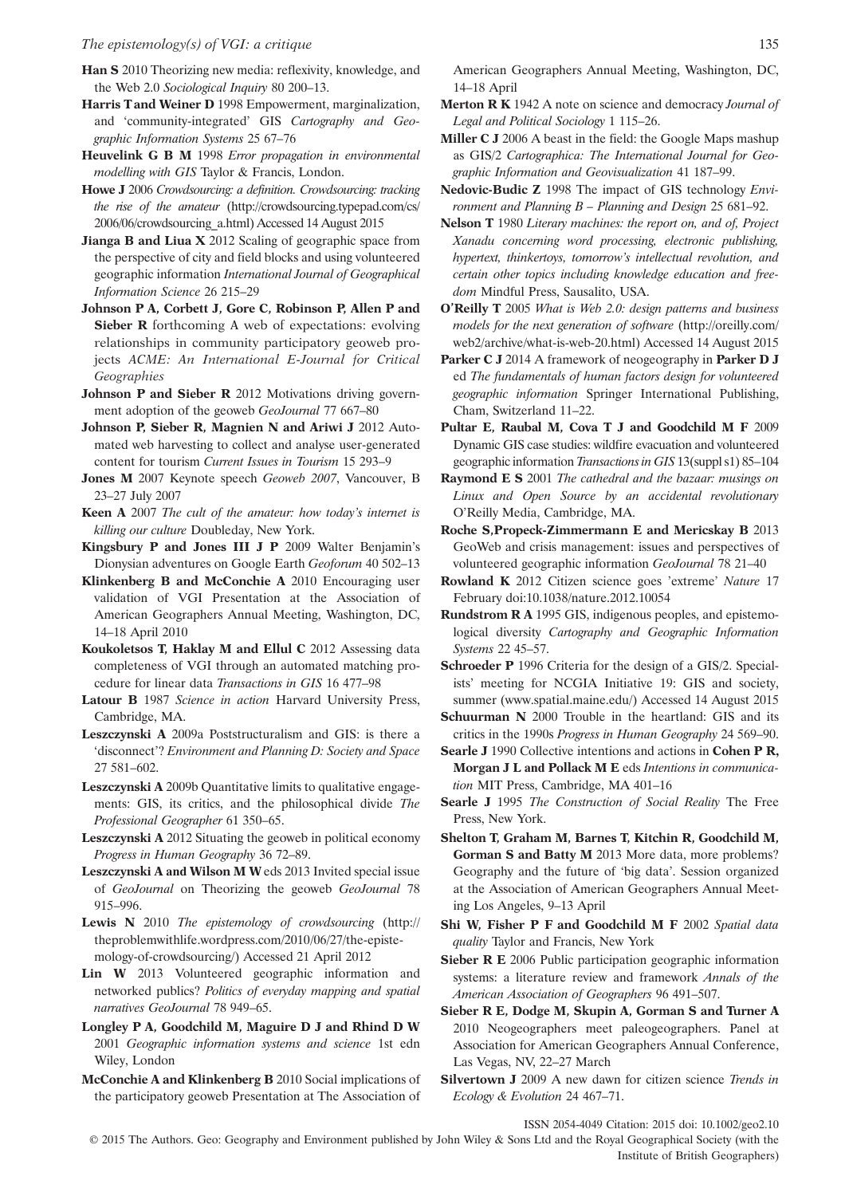**Han S** 2010 Theorizing new media: reflexivity, knowledge, and the Web 2.0 *Sociological Inquiry* 80 200–13.

**Harris T and Weiner D** 1998 Empowerment, marginalization, and 'community-integrated' GIS *Cartography and Geographic Information Systems* 25 67–76

**Heuvelink G B M** 1998 *Error propagation in environmental modelling with GIS* Taylor & Francis, London.

**Howe J** 2006 *Crowdsourcing: a definition. Crowdsourcing: tracking the rise of the amateur* (http://crowdsourcing.typepad.com/cs/2006/06/crowdsourcing_a.html) Accessed 14 August 2015

**Jianga B and Liua X** 2012 Scaling of geographic space from the perspective of city and field blocks and using volunteered geographic information *International Journal of Geographical Information Science* 26 215–29

**Johnson P A, Corbett J, Gore C, Robinson P, Allen P and Sieber R** forthcoming A web of expectations: evolving relationships in community participatory geoweb projects *ACME: An International E-Journal for Critical Geographies*

**Johnson P and Sieber R** 2012 Motivations driving government adoption of the geoweb *GeoJournal* 77 667–80

**Johnson P, Sieber R, Magnien N and Ariwi J** 2012 Automated web harvesting to collect and analyse user-generated content for tourism *Current Issues in Tourism* 15 293–9

**Jones M** 2007 Keynote speech *Geoweb 2007*, Vancouver, B 23–27 July 2007

**Keen A** 2007 *The cult of the amateur: how today's internet is killing our culture* Doubleday, New York.

**Kingsbury P and Jones III J P** 2009 Walter Benjamin's Dionysian adventures on Google Earth *Geoforum* 40 502–13

**Klinkenberg B and McConchie A** 2010 Encouraging user validation of VGI Presentation at the Association of American Geographers Annual Meeting, Washington, DC, 14–18 April 2010

**Koukoletsos T, Haklay M and Ellul C** 2012 Assessing data completeness of VGI through an automated matching procedure for linear data *Transactions in GIS* 16 477–98

**Latour B** 1987 *Science in action* Harvard University Press, Cambridge, MA.

**Leszczynski A** 2009a Poststructuralism and GIS: is there a 'disconnect'? *Environment and Planning D: Society and Space* 27 581–602.

**Leszczynski A** 2009b Quantitative limits to qualitative engagements: GIS, its critics, and the philosophical divide *The Professional Geographer* 61 350–65.

**Leszczynski A** 2012 Situating the geoweb in political economy *Progress in Human Geography* 36 72–89.

**Leszczynski A and Wilson M W** eds 2013 Invited special issue of *GeoJournal* on Theorizing the geoweb *GeoJournal* 78 915–996.

**Lewis N** 2010 *The epistemology of crowdsourcing* (http://theproblemwithlife.wordpress.com/2010/06/27/the-epistemology-of-crowdsourcing/) Accessed 21 April 2012

**Lin W** 2013 Volunteered geographic information and networked publics? *Politics of everyday mapping and spatial narratives GeoJournal* 78 949–65.

**Longley P A, Goodchild M, Maguire D J and Rhind D W** 2001 *Geographic information systems and science* 1st edn Wiley, London

**McConchie A and Klinkenberg B** 2010 Social implications of the participatory geoweb Presentation at The Association of American Geographers Annual Meeting, Washington, DC, 14–18 April

**Merton R K** 1942 A note on science and democracy *Journal of Legal and Political Sociology* 1 115–26.

**Miller C J** 2006 A beast in the field: the Google Maps mashup as GIS/2 *Cartographica: The International Journal for Geographic Information and Geovisualization* 41 187–99.

**Nedovic-Budic Z** 1998 The impact of GIS technology *Environment and Planning B – Planning and Design* 25 681–92.

**Nelson T** 1980 *Literary machines: the report on, and of, Project Xanadu concerning word processing, electronic publishing, hypertext, thinkertoys, tomorrow's intellectual revolution, and certain other topics including knowledge education and freedom* Mindful Press, Sausalito, USA.

**O'Reilly T** 2005 *What is Web 2.0: design patterns and business models for the next generation of software* (http://oreilly.com/web2/archive/what-is-web-20.html) Accessed 14 August 2015

**Parker C J** 2014 A framework of neogeography in **Parker D J** ed *The fundamentals of human factors design for volunteered geographic information* Springer International Publishing, Cham, Switzerland 11–22.

**Pultar E, Raubal M, Cova T J and Goodchild M F** 2009 Dynamic GIS case studies: wildfire evacuation and volunteered geographic information *Transactions in GIS* 13(suppl s1) 85–104

**Raymond E S** 2001 *The cathedral and the bazaar: musings on Linux and Open Source by an accidental revolutionary* O'Reilly Media, Cambridge, MA.

**Roche S, Propeck-Zimmermann E and Mericskay B** 2013 GeoWeb and crisis management: issues and perspectives of volunteered geographic information *GeoJournal* 78 21–40

**Rowland K** 2012 Citizen science goes 'extreme' *Nature* 17 February doi:10.1038/nature.2012.10054

**Rundstrom R A** 1995 GIS, indigenous peoples, and epistemological diversity *Cartography and Geographic Information Systems* 22 45–57.

**Schroeder P** 1996 Criteria for the design of a GIS/2. Specialists' meeting for NCGIA Initiative 19: GIS and society, summer (www.spatial.maine.edu/) Accessed 14 August 2015

**Schuurman N** 2000 Trouble in the heartland: GIS and its critics in the 1990s *Progress in Human Geography* 24 569–90.

**Searle J** 1990 Collective intentions and actions in **Cohen P R, Morgan J L and Pollack M E** eds *Intentions in communication* MIT Press, Cambridge, MA 401–16

**Searle J** 1995 *The Construction of Social Reality* The Free Press, New York.

**Shelton T, Graham M, Barnes T, Kitchin R, Goodchild M, Gorman S and Batty M** 2013 More data, more problems? Geography and the future of 'big data'. Session organized at the Association of American Geographers Annual Meeting Los Angeles, 9–13 April

**Shi W, Fisher P F and Goodchild M F** 2002 *Spatial data quality* Taylor and Francis, New York

**Sieber R E** 2006 Public participation geographic information systems: a literature review and framework *Annals of the American Association of Geographers* 96 491–507.

**Sieber R E, Dodge M, Skupin A, Gorman S and Turner A** 2010 Neogeographers meet paleogeographers. Panel at Association for American Geographers Annual Conference, Las Vegas, NV, 22–27 March

**Silvertown J** 2009 A new dawn for citizen science *Trends in Ecology & Evolution* 24 467–71.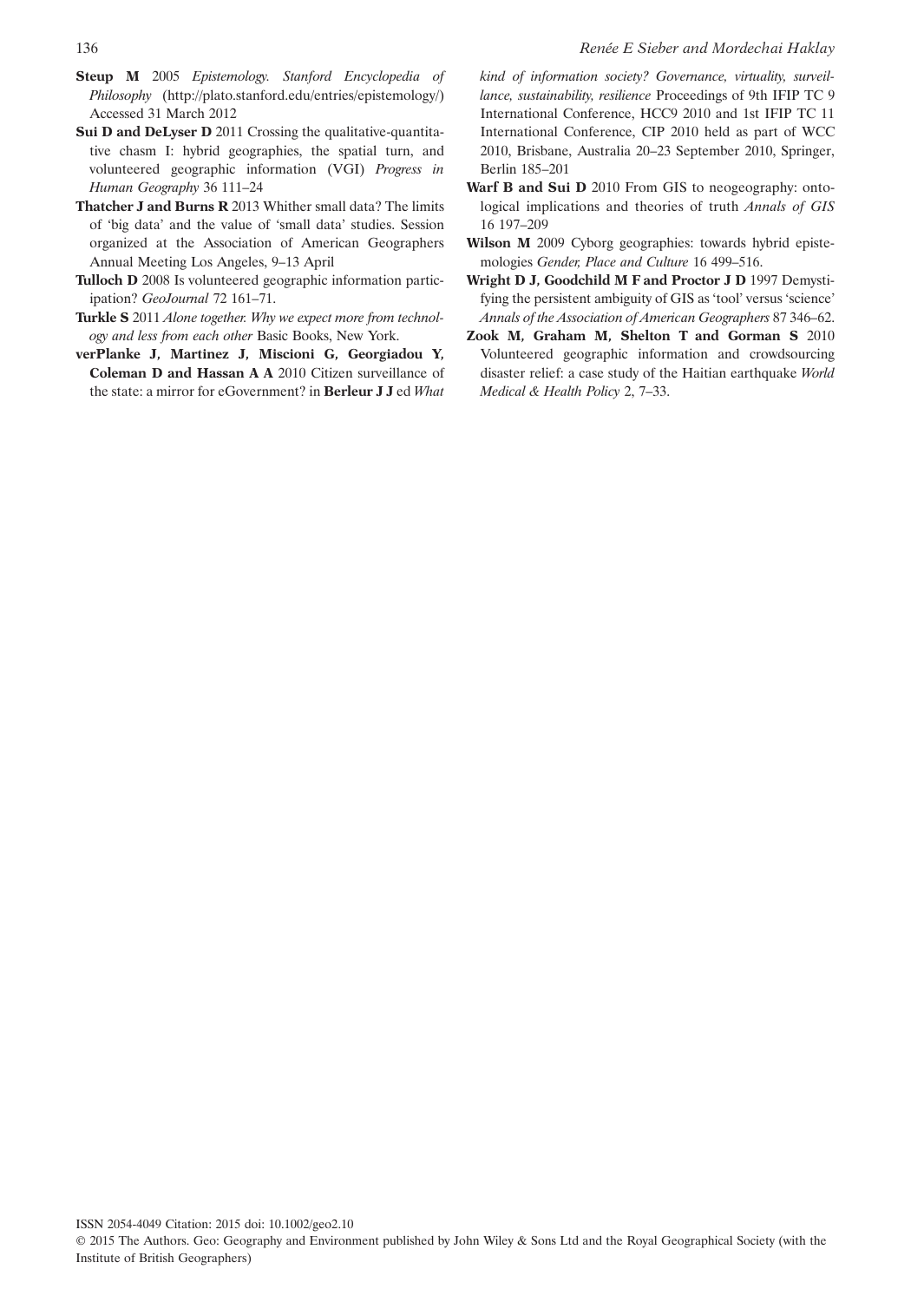**Steup M** 2005 *Epistemology. Stanford Encyclopedia of Philosophy* (http://plato.stanford.edu/entries/epistemology/) Accessed 31 March 2012

**Sui D and DeLyser D** 2011 Crossing the qualitative-quantitative chasm I: hybrid geographies, the spatial turn, and volunteered geographic information (VGI) *Progress in Human Geography* 36 111–24

**Thatcher J and Burns R** 2013 Whither small data? The limits of 'big data' and the value of 'small data' studies. Session organized at the Association of American Geographers Annual Meeting Los Angeles, 9–13 April

**Tulloch D** 2008 Is volunteered geographic information participation? *GeoJournal* 72 161–71.

**Turkle S** 2011 *Alone together. Why we expect more from technology and less from each other* Basic Books, New York.

**verPlanke J, Martinez J, Miscioni G, Georgiadou Y, Coleman D and Hassan A A** 2010 Citizen surveillance of the state: a mirror for eGovernment? in **Berleur J J** ed *What kind of information society? Governance, virtuality, surveillance, sustainability, resilience* Proceedings of 9th IFIP TC 9 International Conference, HCC9 2010 and 1st IFIP TC 11 International Conference, CIP 2010 held as part of WCC 2010, Brisbane, Australia 20–23 September 2010, Springer, Berlin 185–201

**Warf B and Sui D** 2010 From GIS to neogeography: ontological implications and theories of truth *Annals of GIS* 16 197–209

**Wilson M** 2009 Cyborg geographies: towards hybrid epistemologies *Gender, Place and Culture* 16 499–516.

**Wright D J, Goodchild M F and Proctor J D** 1997 Demystifying the persistent ambiguity of GIS as 'tool' versus 'science' *Annals of the Association of American Geographers* 87 346–62.

**Zook M, Graham M, Shelton T and Gorman S** 2010 Volunteered geographic information and crowdsourcing disaster relief: a case study of the Haitian earthquake *World Medical & Health Policy* 2, 7–33.